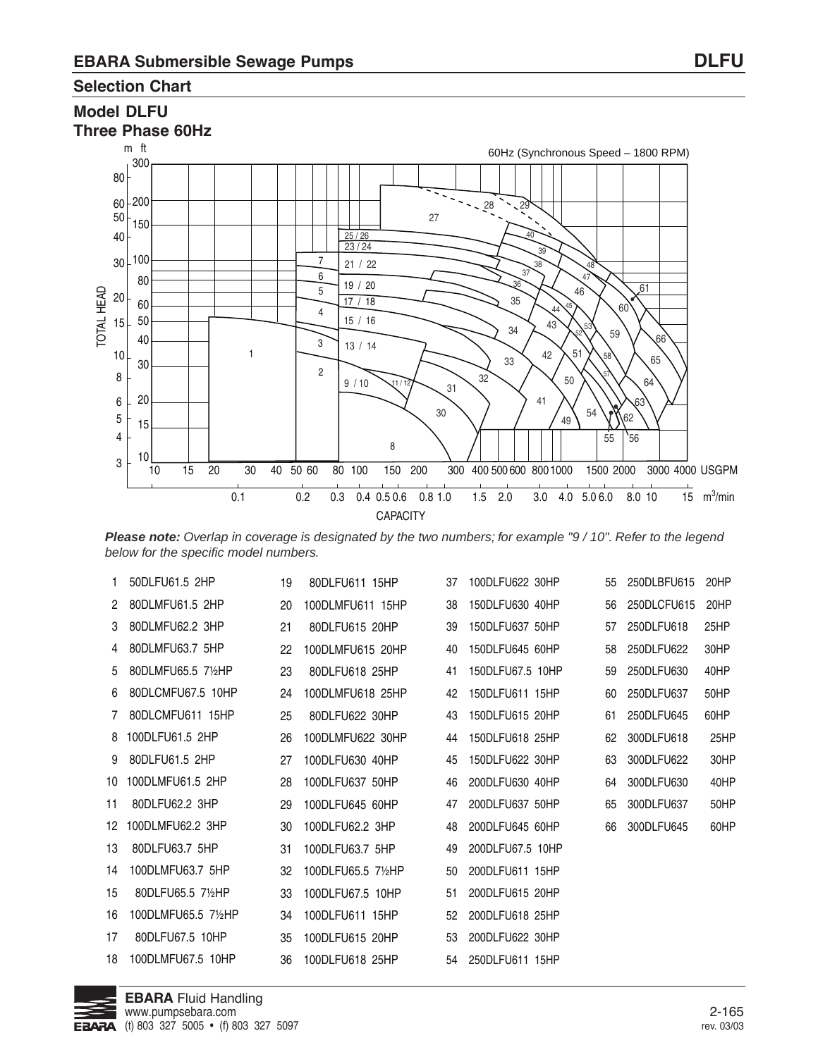# EBARA Submersible Sewage Pumps

## Selection Chart

### Model DLFU
### Three Phase 60Hz

*Please note:* *Overlap in coverage is designated by the two numbers; for example "9 / 10". Refer to the legend below for the specific model numbers.*

| No. | Model | No. | Model | No. | Model | No. | Model |
|---|---|---|---|---|---|---|---|
| 1 | 50DLFU61.5 2HP | 19 | 80DLFU611 15HP | 37 | 100DLFU622 30HP | 55 | 250DLBFU615 20HP |
| 2 | 80DLMFU61.5 2HP | 20 | 100DLMFU611 15HP | 38 | 150DLFU630 40HP | 56 | 250DLCFU615 20HP |
| 3 | 80DLMFU62.2 3HP | 21 | 80DLFU615 20HP | 39 | 150DLFU637 50HP | 57 | 250DLFU618 25HP |
| 4 | 80DLMFU63.7 5HP | 22 | 100DLMFU615 20HP | 40 | 150DLFU645 60HP | 58 | 250DLFU622 30HP |
| 5 | 80DLMFU65.5 7½HP | 23 | 80DLFU618 25HP | 41 | 150DLFU67.5 10HP | 59 | 250DLFU630 40HP |
| 6 | 80DLCMFU67.5 10HP | 24 | 100DLMFU618 25HP | 42 | 150DLFU611 15HP | 60 | 250DLFU637 50HP |
| 7 | 80DLCMFU611 15HP | 25 | 80DLFU622 30HP | 43 | 150DLFU615 20HP | 61 | 250DLFU645 60HP |
| 8 | 100DLFU61.5 2HP | 26 | 100DLMFU622 30HP | 44 | 150DLFU618 25HP | 62 | 300DLFU618 25HP |
| 9 | 80DLFU61.5 2HP | 27 | 100DLFU630 40HP | 45 | 150DLFU622 30HP | 63 | 300DLFU622 30HP |
| 10 | 100DLMFU61.5 2HP | 28 | 100DLFU637 50HP | 46 | 200DLFU630 40HP | 64 | 300DLFU630 40HP |
| 11 | 80DLFU62.2 3HP | 29 | 100DLFU645 60HP | 47 | 200DLFU637 50HP | 65 | 300DLFU637 50HP |
| 12 | 100DLMFU62.2 3HP | 30 | 100DLFU62.2 3HP | 48 | 200DLFU645 60HP | 66 | 300DLFU645 60HP |
| 13 | 80DLFU63.7 5HP | 31 | 100DLFU63.7 5HP | 49 | 200DLFU67.5 10HP | | |
| 14 | 100DLMFU63.7 5HP | 32 | 100DLFU65.5 7½HP | 50 | 200DLFU611 15HP | | |
| 15 | 80DLFU65.5 7½HP | 33 | 100DLFU67.5 10HP | 51 | 200DLFU615 20HP | | |
| 16 | 100DLMFU65.5 7½HP | 34 | 100DLFU611 15HP | 52 | 200DLFU618 25HP | | |
| 17 | 80DLFU67.5 10HP | 35 | 100DLFU615 20HP | 53 | 200DLFU622 30HP | | |
| 18 | 100DLMFU67.5 10HP | 36 | 100DLFU618 25HP | 54 | 250DLFU611 15HP | | |

**EBARA** Fluid Handling
www.pumpsebara.com
(t) 803 327 5005 • (f) 803 327 5097

rev. 03/03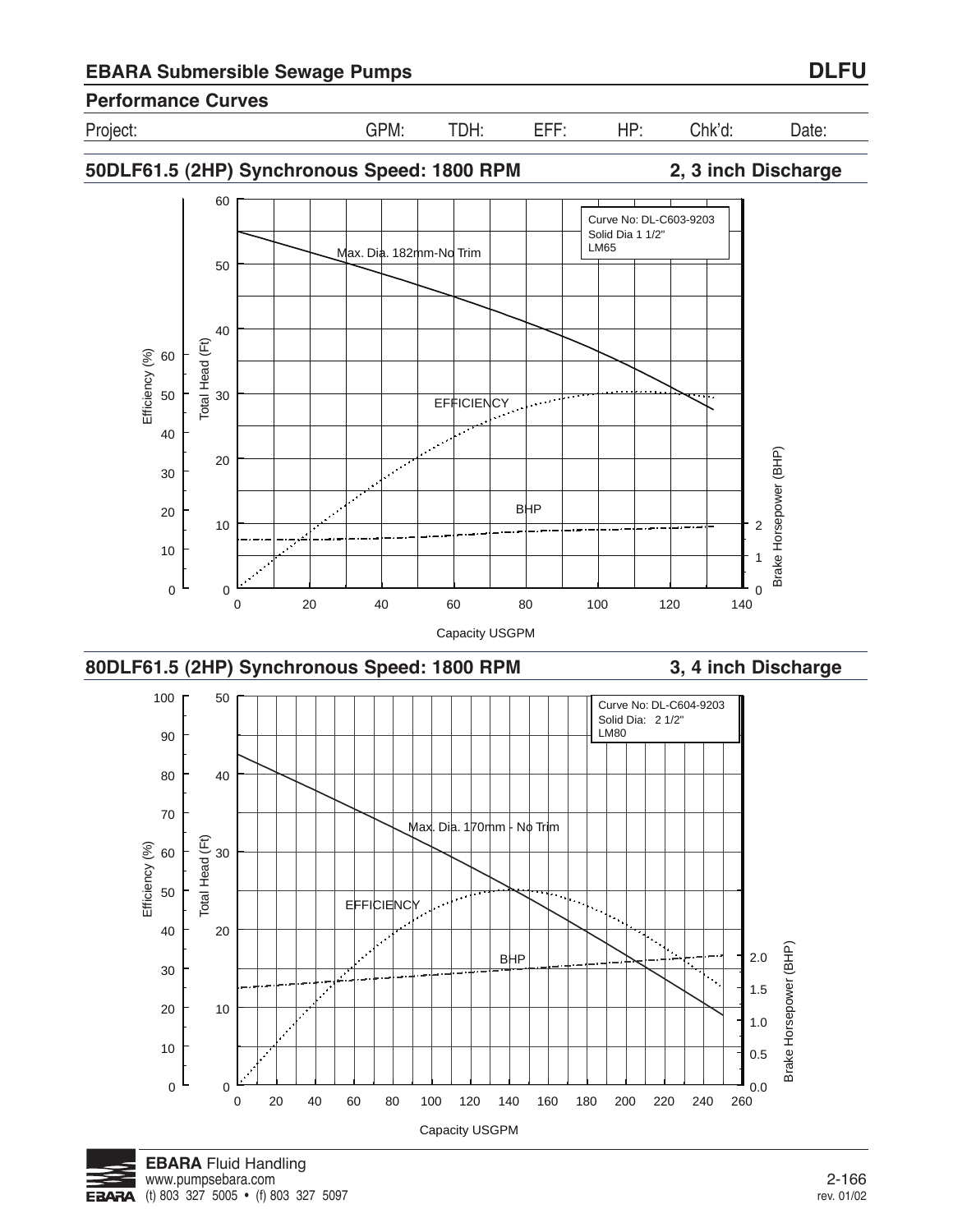## EBARA Submersible Sewage Pumps — DLFU

### Performance Curves

| Project: | GPM: | TDH: | EFF: | HP: | Chk'd: | Date: |
|---|---|---|---|---|---|---|

### 50DLF61.5 (2HP) Synchronous Speed: 1800 RPM — 2, 3 inch Discharge

Curve No: DL-C603-9203
Solid Dia 1 1/2"
LM65

Max. Dia. 182mm-No Trim

EFFICIENCY

BHP

Efficiency (%) — Total Head (Ft) — Brake Horsepower (BHP)

Capacity USGPM

### 80DLF61.5 (2HP) Synchronous Speed: 1800 RPM — 3, 4 inch Discharge

Curve No: DL-C604-9203
Solid Dia: 2 1/2"
LM80

Max. Dia. 170mm - No Trim

EFFICIENCY

BHP

Efficiency (%) — Total Head (Ft) — Brake Horsepower (BHP)

Capacity USGPM

**EBARA** Fluid Handling
www.pumpsebara.com
(t) 803 327 5005 • (f) 803 327 5097

rev. 01/02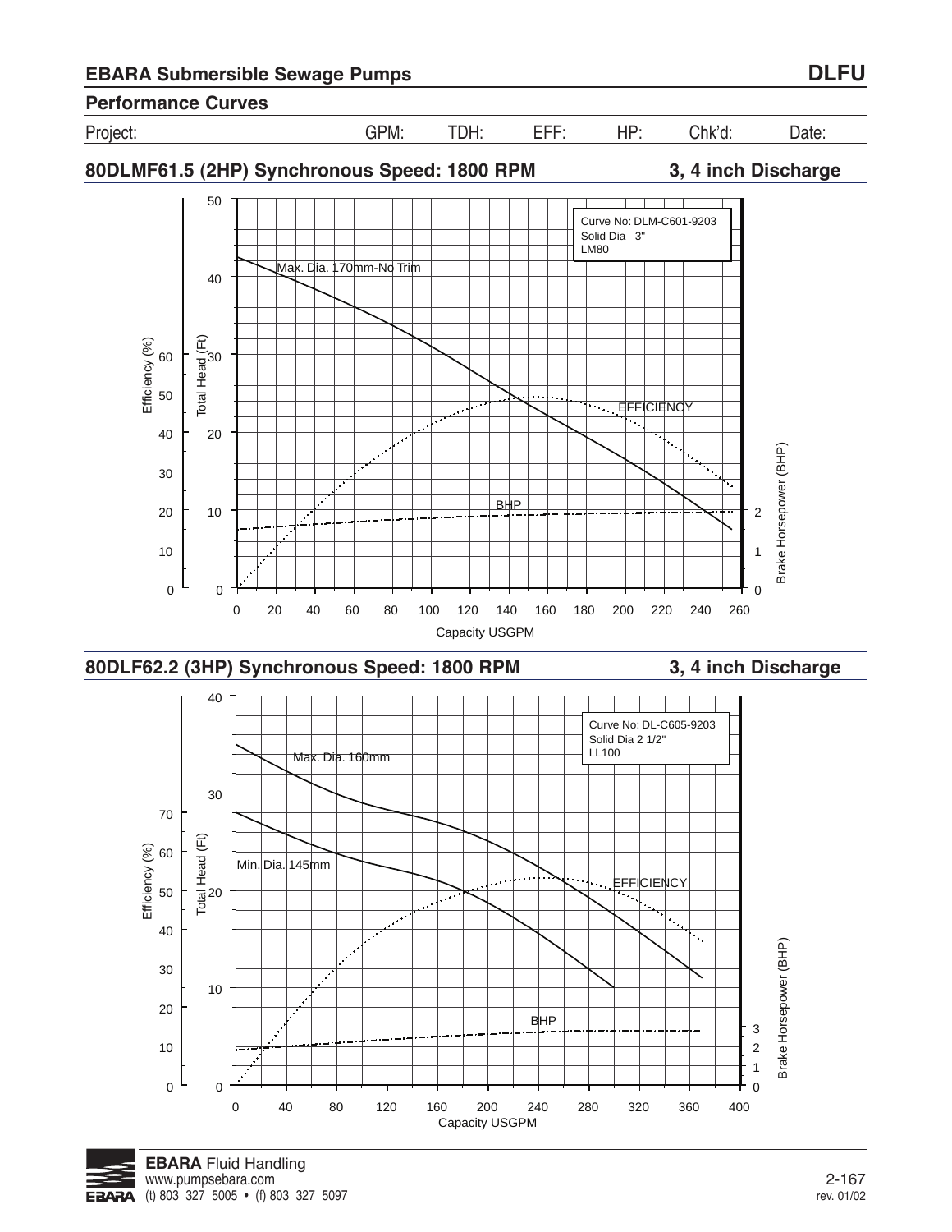## EBARA Submersible Sewage Pumps

**DLFU**

### Performance Curves

| Project: | GPM: | TDH: | EFF: | HP: | Chk'd: | Date: |
|---|---|---|---|---|---|---|

### 80DLMF61.5 (2HP) Synchronous Speed: 1800 RPM — 3, 4 inch Discharge

Curve No: DLM-C601-9203
Solid Dia 3"
LM80

Max. Dia. 170mm-No Trim

EFFICIENCY

BHP

Efficiency (%) — Total Head (Ft) — Brake Horsepower (BHP) — Capacity USGPM

### 80DLF62.2 (3HP) Synchronous Speed: 1800 RPM — 3, 4 inch Discharge

Curve No: DL-C605-9203
Solid Dia 2 1/2"
LL100

Max. Dia. 160mm

Min. Dia. 145mm

EFFICIENCY

BHP

Efficiency (%) — Total Head (Ft) — Brake Horsepower (BHP) — Capacity USGPM

**EBARA** Fluid Handling
www.pumpsebara.com
(t) 803 327 5005 • (f) 803 327 5097

rev. 01/02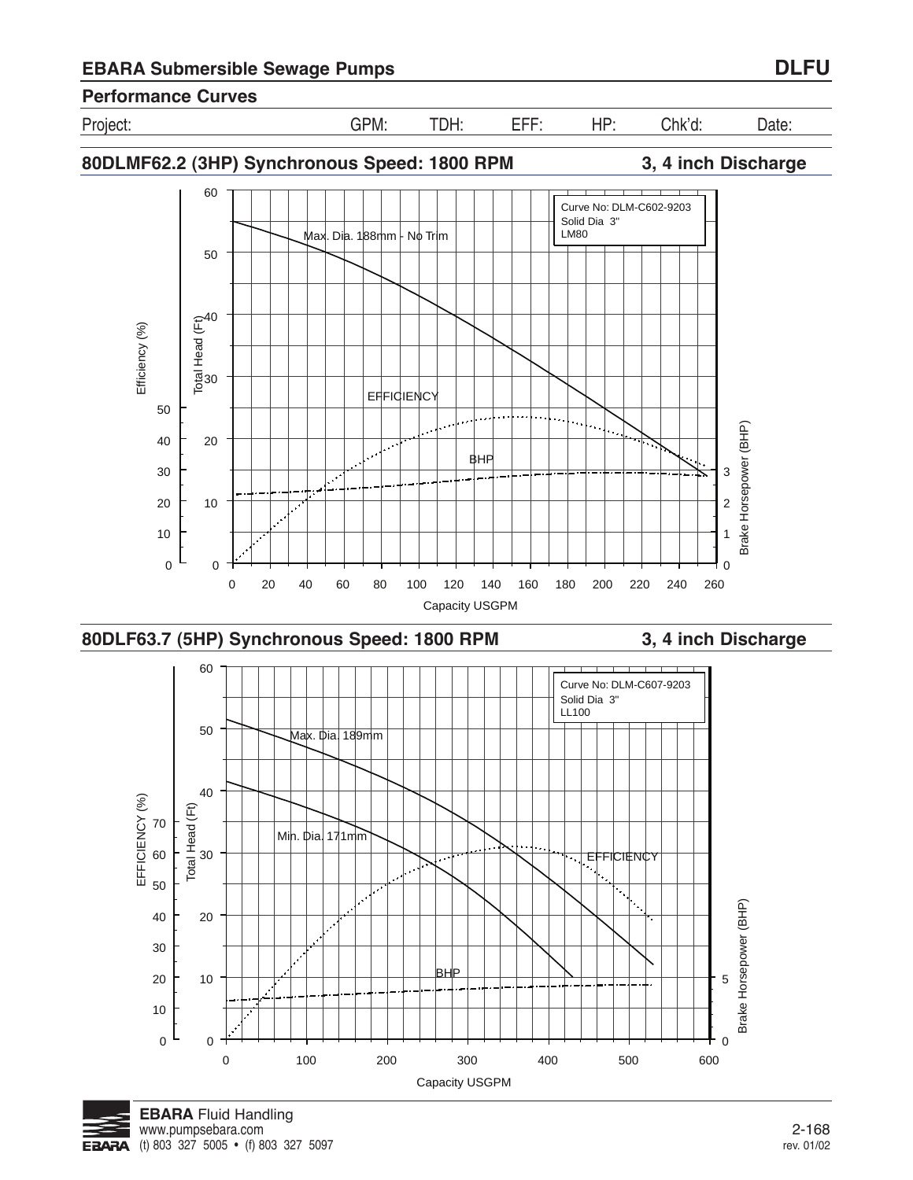## EBARA Submersible Sewage Pumps — DLFU

### Performance Curves

| Project: | GPM: | TDH: | EFF: | HP: | Chk'd: | Date: |
|---|---|---|---|---|---|---|

### 80DLMF62.2 (3HP) Synchronous Speed: 1800 RPM — 3, 4 inch Discharge

Curve No: DLM-C602-9203
Solid Dia 3"
LM80

Max. Dia. 188mm - No Trim

EFFICIENCY

BHP

Efficiency (%) | Total Head (Ft) | Brake Horsepower (BHP)

Capacity USGPM

### 80DLF63.7 (5HP) Synchronous Speed: 1800 RPM — 3, 4 inch Discharge

Curve No: DLM-C607-9203
Solid Dia 3"
LL100

Max. Dia. 189mm

Min. Dia. 171mm

EFFICIENCY

BHP

EFFICIENCY (%) | Total Head (Ft) | Brake Horsepower (BHP)

Capacity USGPM

**EBARA** Fluid Handling
www.pumpsebara.com
(t) 803 327 5005 • (f) 803 327 5097

rev. 01/02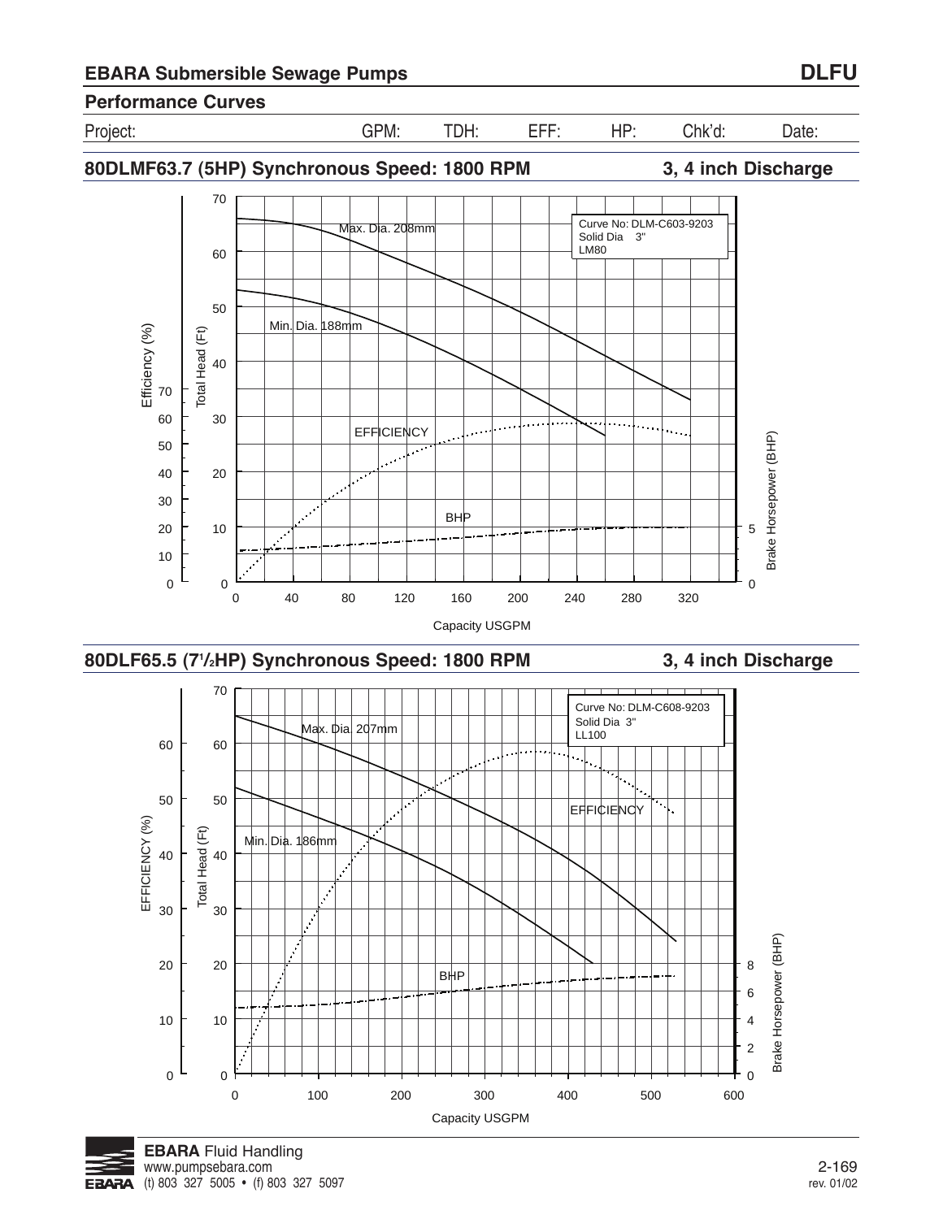## EBARA Submersible Sewage Pumps — DLFU

### Performance Curves

| Project: | GPM: | TDH: | EFF: | HP: | Chk'd: | Date: |
|---|---|---|---|---|---|---|

### 80DLMF63.7 (5HP) Synchronous Speed: 1800 RPM — 3, 4 inch Discharge

Curve No: DLM-C603-9203
Solid Dia 3"
LM80

Max. Dia. 208mm

Min. Dia. 188mm

EFFICIENCY

BHP

Efficiency (%): 0, 10, 20, 30, 40, 50, 60, 70

Total Head (Ft): 0, 10, 20, 30, 40, 50, 60, 70

Brake Horsepower (BHP): 0, 5

Capacity USGPM: 0, 40, 80, 120, 160, 200, 240, 280, 320

### 80DLF65.5 (7½HP) Synchronous Speed: 1800 RPM — 3, 4 inch Discharge

Curve No: DLM-C608-9203
Solid Dia 3"
LL100

Max. Dia. 207mm

Min. Dia. 186mm

EFFICIENCY

BHP

EFFICIENCY (%): 0, 10, 20, 30, 40, 50, 60

Total Head (Ft): 0, 10, 20, 30, 40, 50, 60, 70

Brake Horsepower (BHP): 0, 2, 4, 6, 8

Capacity USGPM: 0, 100, 200, 300, 400, 500, 600

**EBARA** Fluid Handling
www.pumpsebara.com
(t) 803 327 5005 • (f) 803 327 5097

rev. 01/02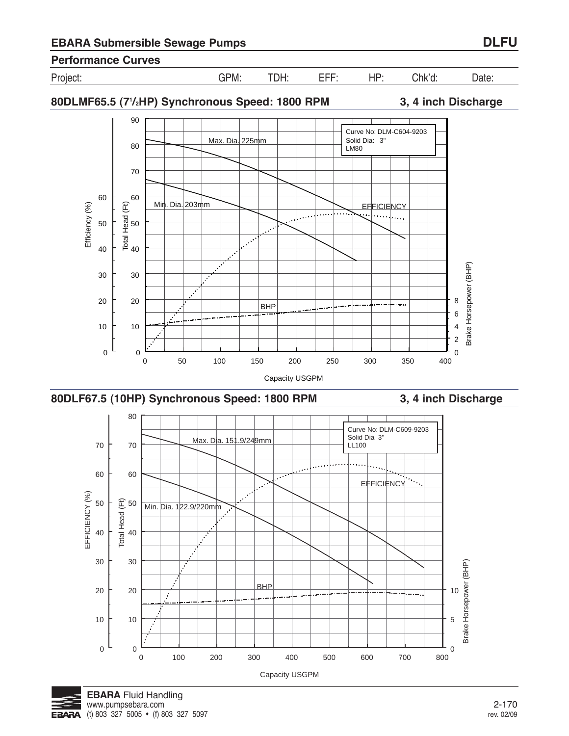## EBARA Submersible Sewage Pumps — DLFU

### Performance Curves

Project: GPM: TDH: EFF: HP: Chk'd: Date:

### 80DLMF65.5 (7½HP) Synchronous Speed: 1800 RPM — 3, 4 inch Discharge

Curve No: DLM-C604-9203
Solid Dia: 3"
LM80

Max. Dia. 225mm

Min. Dia. 203mm

EFFICIENCY

BHP

Efficiency (%)

Total Head (Ft)

Brake Horsepower (BHP)

Capacity USGPM

### 80DLF67.5 (10HP) Synchronous Speed: 1800 RPM — 3, 4 inch Discharge

Curve No: DLM-C609-9203
Solid Dia 3"
LL100

Max. Dia. 151.9/249mm

Min. Dia. 122.9/220mm

EFFICIENCY

BHP

EFFICIENCY (%)

Total Head (Ft)

Brake Horsepower (BHP)

Capacity USGPM

**EBARA** Fluid Handling
www.pumpsebara.com
(t) 803 327 5005 • (f) 803 327 5097

rev. 02/09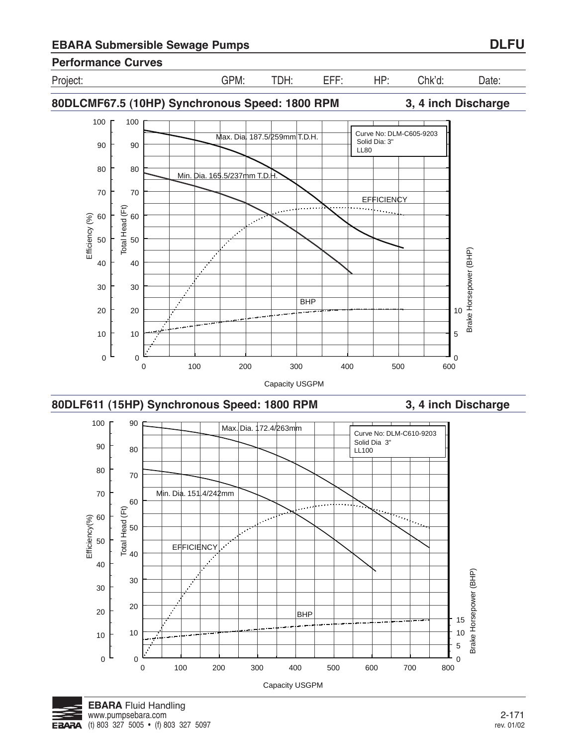# EBARA Submersible Sewage Pumps

**DLFU**

## Performance Curves

| Project: | GPM: | TDH: | EFF: | HP: | Chk'd: | Date: |
|---|---|---|---|---|---|---|

### 80DLCMF67.5 (10HP) Synchronous Speed: 1800 RPM — 3, 4 inch Discharge

Curve No: DLM-C605-9203
Solid Dia: 3"
LL80

Max. Dia. 187.5/259mm T.D.H.
Min. Dia. 165.5/237mm T.D.H.
EFFICIENCY
BHP

Efficiency (%) | Total Head (Ft) | Brake Horsepower (BHP)

Capacity USGPM

### 80DLF611 (15HP) Synchronous Speed: 1800 RPM — 3, 4 inch Discharge

Curve No: DLM-C610-9203
Solid Dia 3"
LL100

Max. Dia. 172.4/263mm
Min. Dia. 151.4/242mm
EFFICIENCY
BHP

Efficiency(%) | Total Head (Ft) | Brake Horsepower (BHP)

Capacity USGPM

**EBARA** Fluid Handling
www.pumpsebara.com
(t) 803 327 5005 • (f) 803 327 5097

rev. 01/02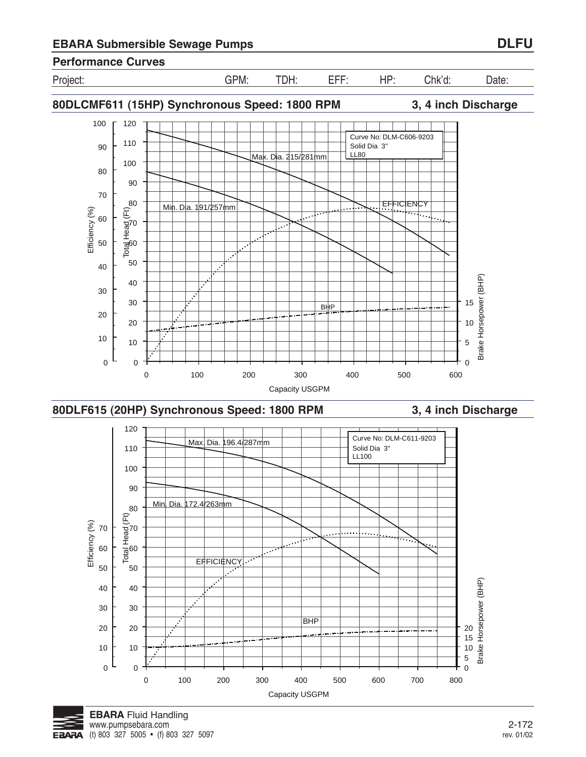## EBARA Submersible Sewage Pumps

**DLFU**

### Performance Curves

Project: GPM: TDH: EFF: HP: Chk'd: Date:

### 80DLCMF611 (15HP) Synchronous Speed: 1800 RPM — 3, 4 inch Discharge

Curve No: DLM-C606-9203
Solid Dia 3"
LL80

Max. Dia. 215/281mm
Min. Dia. 191/257mm
EFFICIENCY
BHP

Efficiency (%) — Total Head (Ft) — Brake Horsepower (BHP)

Capacity USGPM

### 80DLF615 (20HP) Synchronous Speed: 1800 RPM — 3, 4 inch Discharge

Curve No: DLM-C611-9203
Solid Dia 3"
LL100

Max. Dia. 196.4/287mm
Min. Dia. 172.4/263mm
EFFICIENCY
BHP

Efficiency (%) — Total Head (Ft) — Brake Horsepower (BHP)

Capacity USGPM

**EBARA** Fluid Handling
www.pumpsebara.com
(t) 803 327 5005 • (f) 803 327 5097

rev. 01/02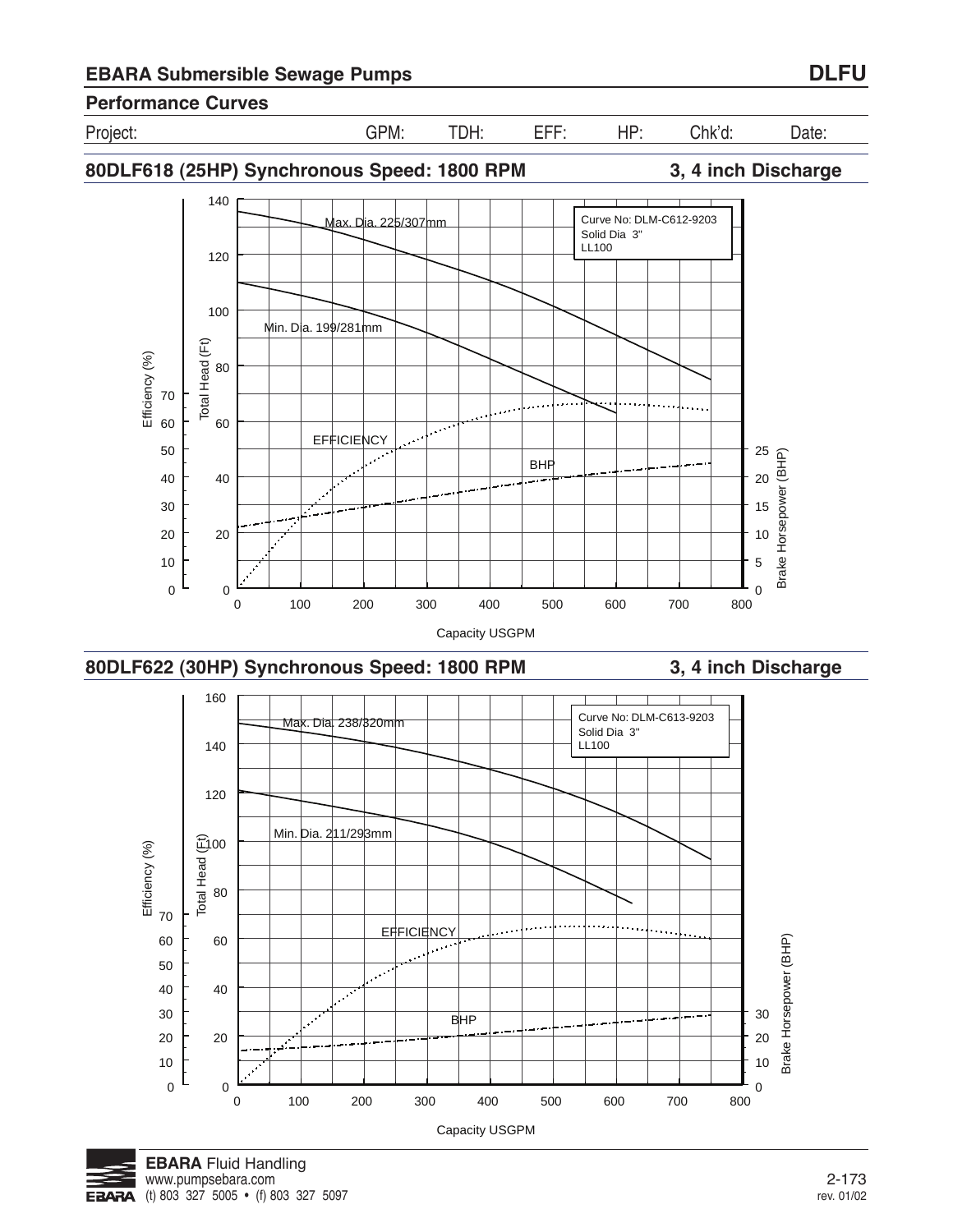## Performance Curves

| Project: | GPM: | TDH: | EFF: | HP: | Chk'd: | Date: |
|---|---|---|---|---|---|---|

### 80DLF618 (25HP) Synchronous Speed: 1800 RPM — 3, 4 inch Discharge

Curve No: DLM-C612-9203
Solid Dia 3"
LL100

Max. Dia. 225/307mm

Min. Dia. 199/281mm

EFFICIENCY

BHP

Total Head (Ft): 0, 20, 40, 60, 80, 100, 120, 140

Efficiency (%): 0, 10, 20, 30, 40, 50, 60, 70

Brake Horsepower (BHP): 0, 5, 10, 15, 20, 25

Capacity USGPM: 0, 100, 200, 300, 400, 500, 600, 700, 800

### 80DLF622 (30HP) Synchronous Speed: 1800 RPM — 3, 4 inch Discharge

Curve No: DLM-C613-9203
Solid Dia 3"
LL100

Max. Dia. 238/320mm

Min. Dia. 211/293mm

EFFICIENCY

BHP

Total Head (Ft): 0, 20, 40, 60, 80, 100, 120, 140, 160

Efficiency (%): 0, 10, 20, 30, 40, 50, 60, 70

Brake Horsepower (BHP): 0, 10, 20, 30

Capacity USGPM: 0, 100, 200, 300, 400, 500, 600, 700, 800

**EBARA** Fluid Handling
www.pumpsebara.com
(t) 803 327 5005 • (f) 803 327 5097

rev. 01/02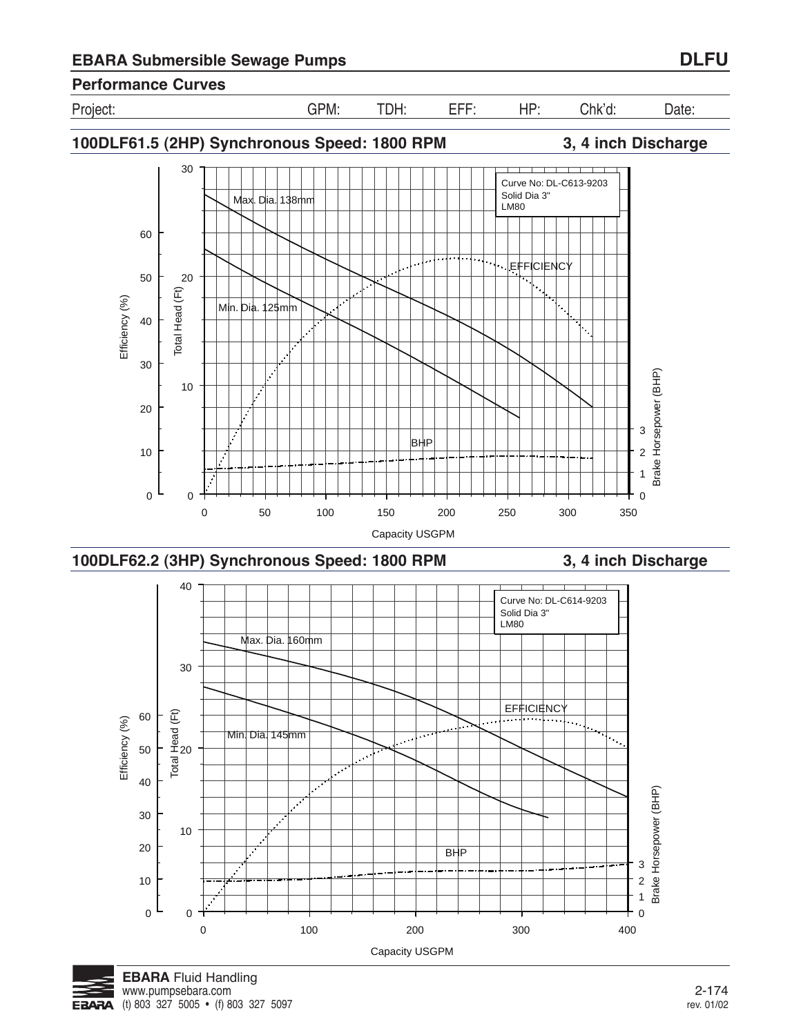## EBARA Submersible Sewage Pumps — DLFU

### Performance Curves

Project: GPM: TDH: EFF: HP: Chk'd: Date:

### 100DLF61.5 (2HP) Synchronous Speed: 1800 RPM — 3, 4 inch Discharge

Curve No: DL-C613-9203
Solid Dia 3"
LM80

Max. Dia. 138mm
Min. Dia. 125mm
EFFICIENCY
BHP

Efficiency (%): 0, 10, 20, 30, 40, 50, 60
Total Head (Ft): 0, 10, 20, 30
Brake Horsepower (BHP): 0, 1, 2, 3
Capacity USGPM: 0, 50, 100, 150, 200, 250, 300, 350

### 100DLF62.2 (3HP) Synchronous Speed: 1800 RPM — 3, 4 inch Discharge

Curve No: DL-C614-9203
Solid Dia 3"
LM80

Max. Dia. 160mm
Min. Dia. 145mm
EFFICIENCY
BHP

Efficiency (%): 0, 10, 20, 30, 40, 50, 60
Total Head (Ft): 0, 10, 20, 30, 40
Brake Horsepower (BHP): 0, 1, 2, 3
Capacity USGPM: 0, 100, 200, 300, 400

**EBARA** Fluid Handling
www.pumpsebara.com
(t) 803 327 5005 • (f) 803 327 5097

rev. 01/02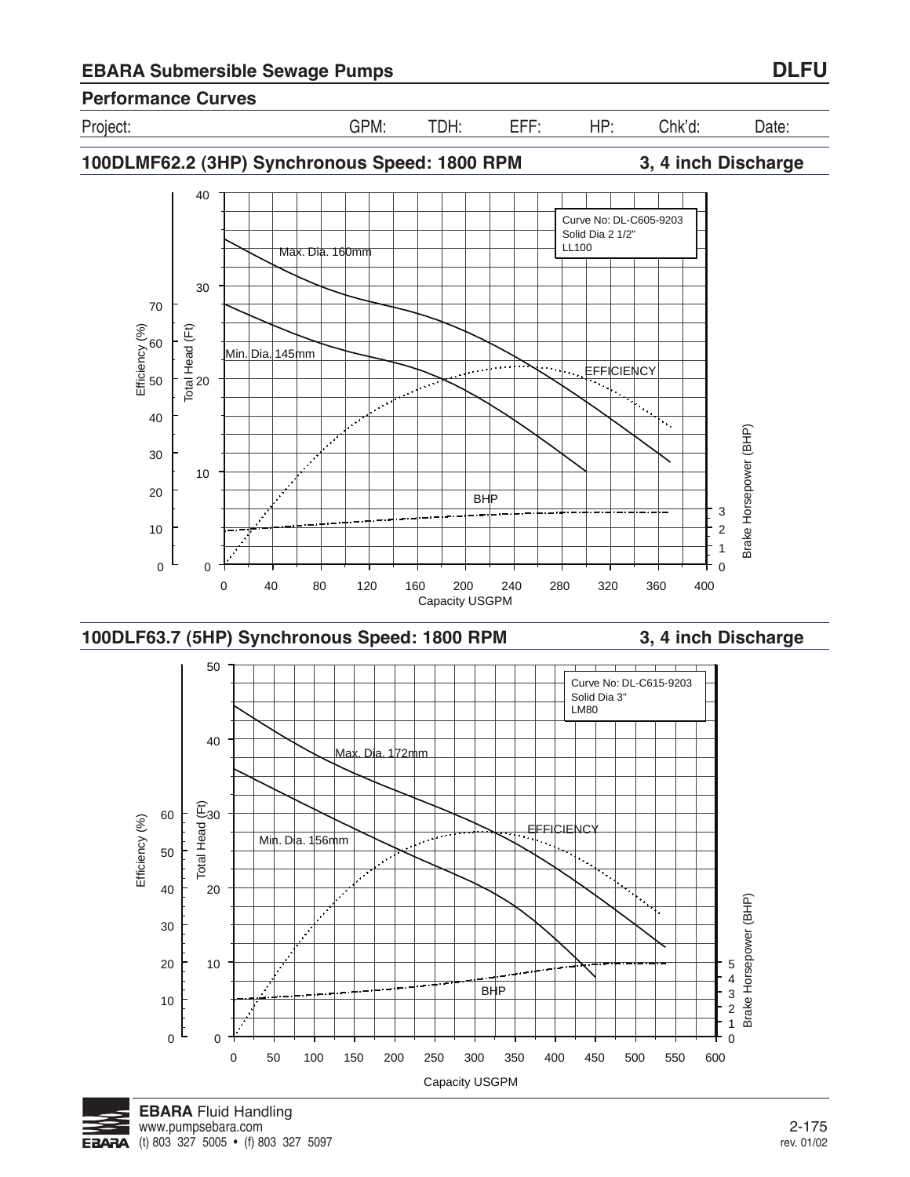## EBARA Submersible Sewage Pumps — DLFU

### Performance Curves

| Project: | GPM: | TDH: | EFF: | HP: | Chk'd: | Date: |
|---|---|---|---|---|---|---|

### 100DLMF62.2 (3HP) Synchronous Speed: 1800 RPM — 3, 4 inch Discharge

Curve No: DL-C605-9203
Solid Dia 2 1/2"
LL100

Max. Dia. 160mm

Min. Dia. 145mm

EFFICIENCY

BHP

Efficiency (%) | Total Head (Ft) | Brake Horsepower (BHP)

Capacity USGPM

### 100DLF63.7 (5HP) Synchronous Speed: 1800 RPM — 3, 4 inch Discharge

Curve No: DL-C615-9203
Solid Dia 3"
LM80

Max. Dia. 172mm

Min. Dia. 156mm

EFFICIENCY

BHP

Efficiency (%) | Total Head (Ft) | Brake Horsepower (BHP)

Capacity USGPM

**EBARA** Fluid Handling
www.pumpsebara.com
(t) 803 327 5005 • (f) 803 327 5097

rev. 01/02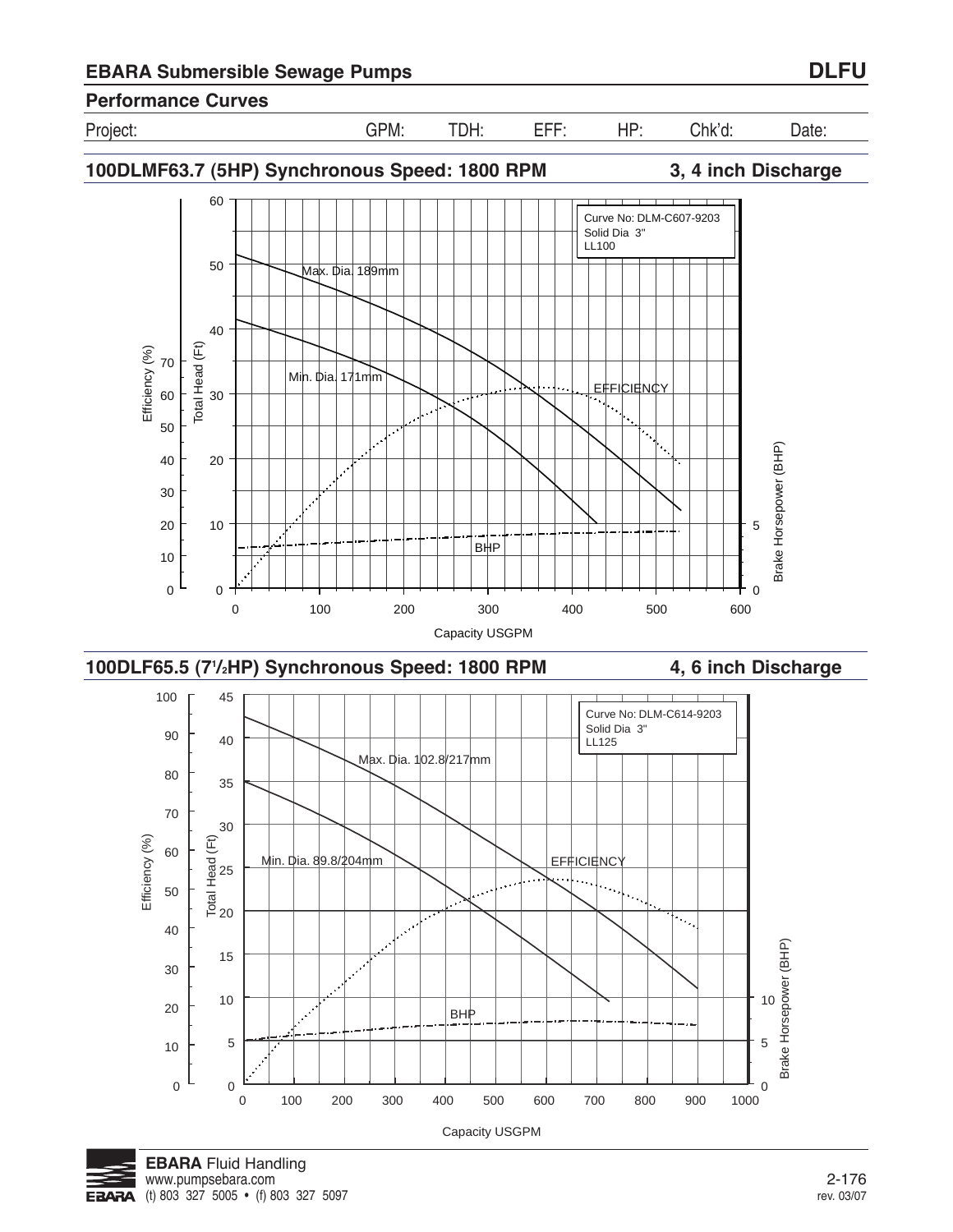## EBARA Submersible Sewage Pumps — DLFU

### Performance Curves

| Project: | GPM: | TDH: | EFF: | HP: | Chk'd: | Date: |
|---|---|---|---|---|---|---|

### 100DLMF63.7 (5HP) Synchronous Speed: 1800 RPM — 3, 4 inch Discharge

Curve No: DLM-C607-9203
Solid Dia 3"
LL100

Max. Dia. 189mm

Min. Dia. 171mm

EFFICIENCY

BHP

Efficiency (%) — Total Head (Ft) — Brake Horsepower (BHP)

Capacity USGPM

### 100DLF65.5 (7½HP) Synchronous Speed: 1800 RPM — 4, 6 inch Discharge

Curve No: DLM-C614-9203
Solid Dia 3"
LL125

Max. Dia. 102.8/217mm

Min. Dia. 89.8/204mm

EFFICIENCY

BHP

Efficiency (%) — Total Head (Ft) — Brake Horsepower (BHP)

Capacity USGPM

**EBARA** Fluid Handling
www.pumpsebara.com
(t) 803 327 5005 • (f) 803 327 5097

rev. 03/07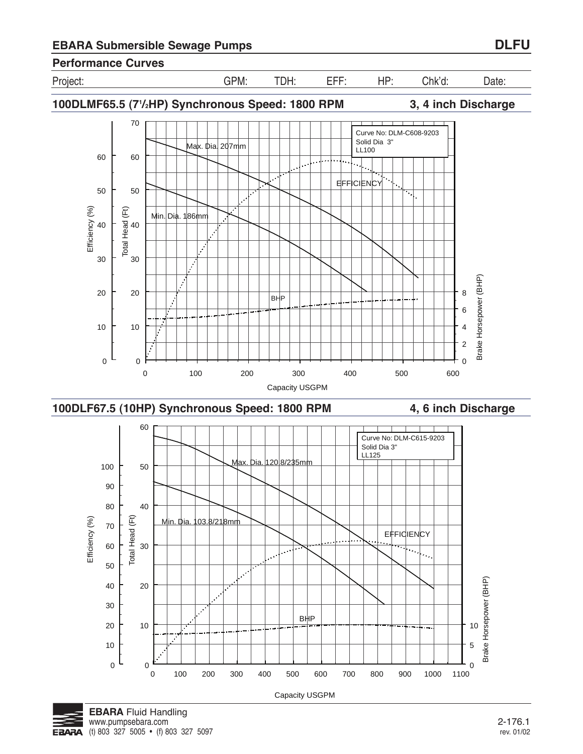# EBARA Submersible Sewage Pumps

**DLFU**

## Performance Curves

| Project: | GPM: | TDH: | EFF: | HP: | Chk'd: | Date: |
|---|---|---|---|---|---|---|

### 100DLMF65.5 (7½HP) Synchronous Speed: 1800 RPM — 3, 4 inch Discharge

Curve No: DLM-C608-9203
Solid Dia 3"
LL100

Max. Dia. 207mm
Min. Dia. 186mm
EFFICIENCY
BHP

Efficiency (%) — Total Head (Ft) — Brake Horsepower (BHP)

Capacity USGPM

### 100DLF67.5 (10HP) Synchronous Speed: 1800 RPM — 4, 6 inch Discharge

Curve No: DLM-C615-9203
Solid Dia 3"
LL125

Max. Dia. 120.8/235mm
Min. Dia. 103.8/218mm
EFFICIENCY
BHP

Efficiency (%) — Total Head (Ft) — Brake Horsepower (BHP)

Capacity USGPM

**EBARA** Fluid Handling
www.pumpsebara.com
(t) 803 327 5005 • (f) 803 327 5097

2-176.1
rev. 01/02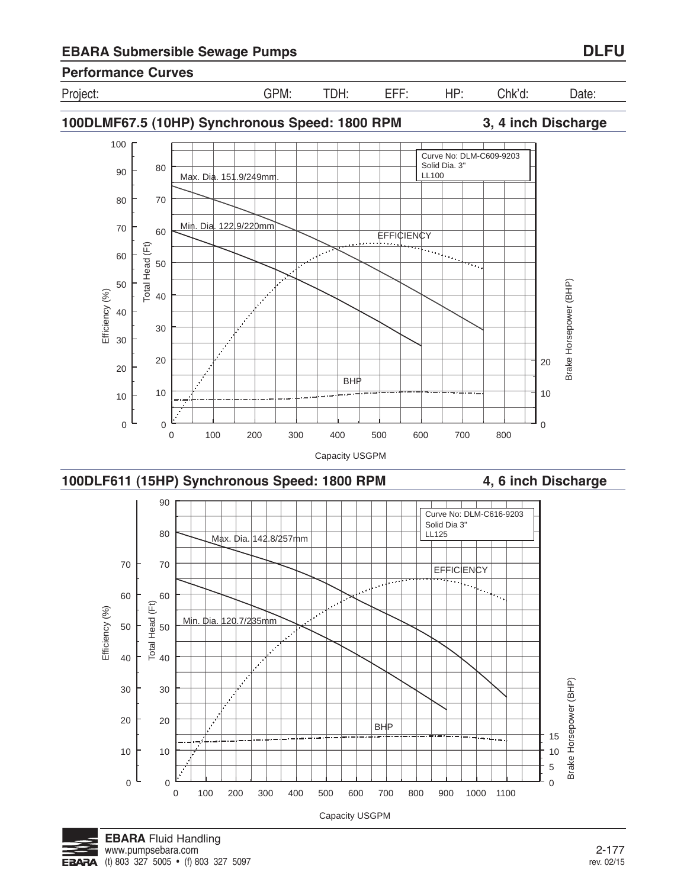## EBARA Submersible Sewage Pumps — DLFU

### Performance Curves

| Project: | GPM: | TDH: | EFF: | HP: | Chk'd: | Date: |
|---|---|---|---|---|---|---|

### 100DLMF67.5 (10HP) Synchronous Speed: 1800 RPM — 3, 4 inch Discharge

Curve No: DLM-C609-9203
Solid Dia. 3"
LL100

Max. Dia. 151.9/249mm.

Min. Dia. 122.9/220mm

EFFICIENCY

BHP

Efficiency (%) — Total Head (Ft) — Brake Horsepower (BHP)

Capacity USGPM

### 100DLF611 (15HP) Synchronous Speed: 1800 RPM — 4, 6 inch Discharge

Curve No: DLM-C616-9203
Solid Dia 3"
LL125

Max. Dia. 142.8/257mm

Min. Dia. 120.7/235mm

EFFICIENCY

BHP

Efficiency (%) — Total Head (Ft) — Brake Horsepower (BHP)

Capacity USGPM

**EBARA** Fluid Handling
www.pumpsebara.com
(t) 803 327 5005 • (f) 803 327 5097

rev. 02/15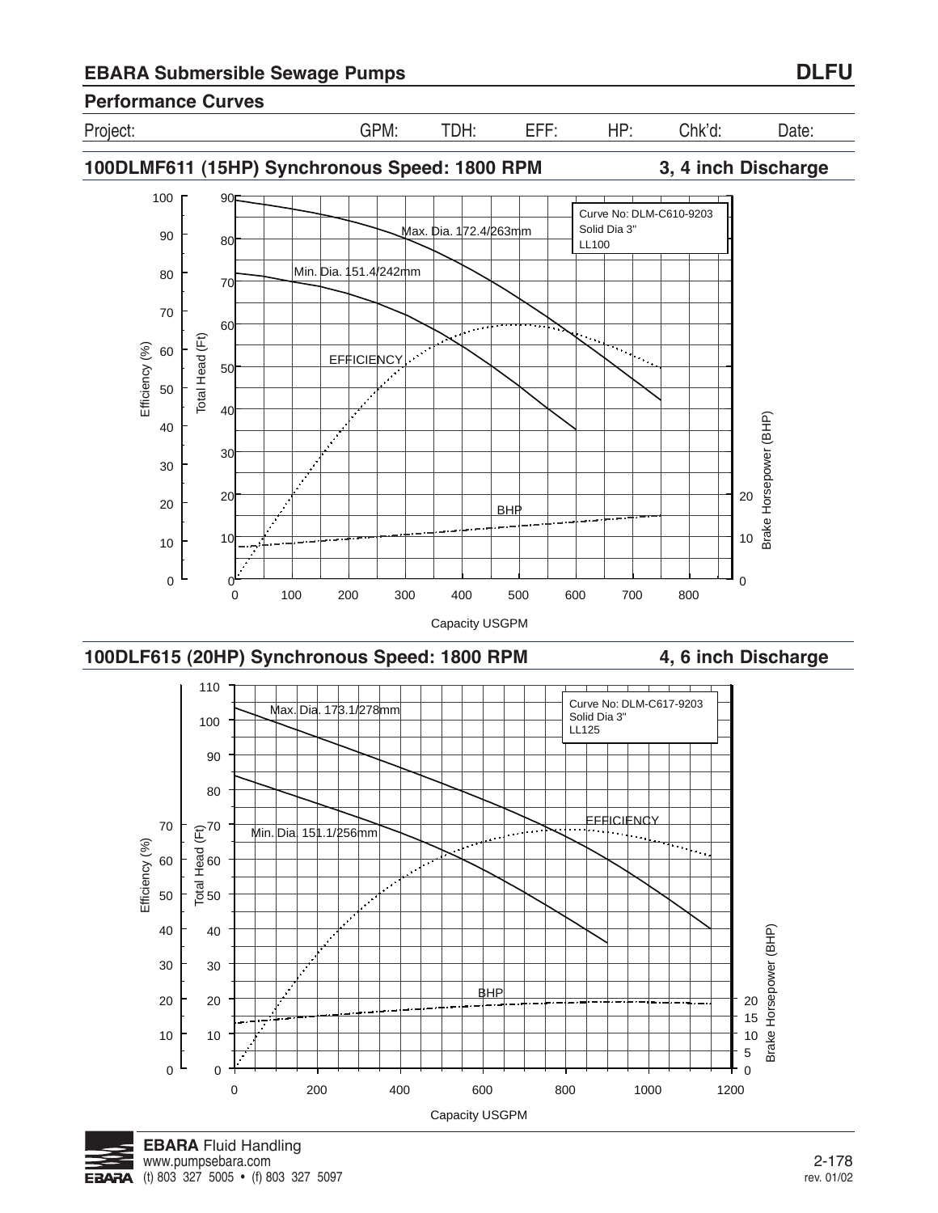# EBARA Submersible Sewage Pumps

**DLFU**

## Performance Curves

| Project: | GPM: | TDH: | EFF: | HP: | Chk'd: | Date: |
|---|---|---|---|---|---|---|

### 100DLMF611 (15HP) Synchronous Speed: 1800 RPM — 3, 4 inch Discharge

Curve No: DLM-C610-9203
Solid Dia 3"
LL100

Max. Dia. 172.4/263mm

Min. Dia. 151.4/242mm

EFFICIENCY

BHP

Efficiency (%) — Total Head (Ft) — Brake Horsepower (BHP)

Capacity USGPM

### 100DLF615 (20HP) Synchronous Speed: 1800 RPM — 4, 6 inch Discharge

Curve No: DLM-C617-9203
Solid Dia 3"
LL125

Max. Dia. 173.1/278mm

Min. Dia. 151.1/256mm

EFFICIENCY

BHP

Efficiency (%) — Total Head (Ft) — Brake Horsepower (BHP)

Capacity USGPM

**EBARA** Fluid Handling
www.pumpsebara.com
(t) 803 327 5005 • (f) 803 327 5097

rev. 01/02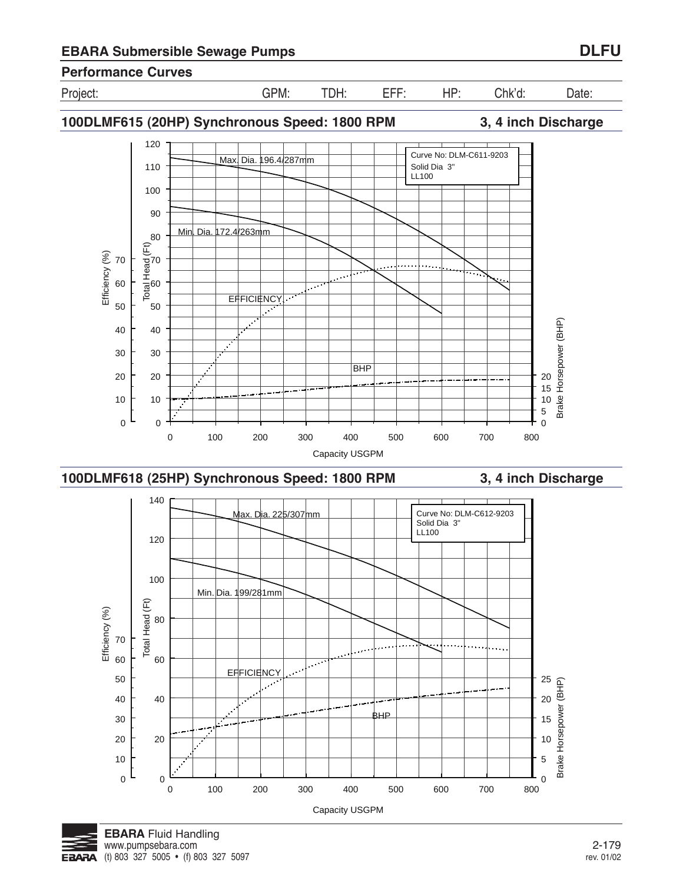## EBARA Submersible Sewage Pumps

**DLFU**

### Performance Curves

| Project: | GPM: | TDH: | EFF: | HP: | Chk'd: | Date: |
|---|---|---|---|---|---|---|

### 100DLMF615 (20HP) Synchronous Speed: 1800 RPM — 3, 4 inch Discharge

Curve No: DLM-C611-9203
Solid Dia 3"
LL100

Max. Dia. 196.4/287mm

Min. Dia. 172.4/263mm

EFFICIENCY

BHP

Efficiency (%) | Total Head (Ft) | Brake Horsepower (BHP)

Capacity USGPM

### 100DLMF618 (25HP) Synchronous Speed: 1800 RPM — 3, 4 inch Discharge

Curve No: DLM-C612-9203
Solid Dia 3"
LL100

Max. Dia. 225/307mm

Min. Dia. 199/281mm

EFFICIENCY

BHP

Efficiency (%) | Total Head (Ft) | Brake Horsepower (BHP)

Capacity USGPM

**EBARA** Fluid Handling
www.pumpsebara.com
(t) 803 327 5005 • (f) 803 327 5097

rev. 01/02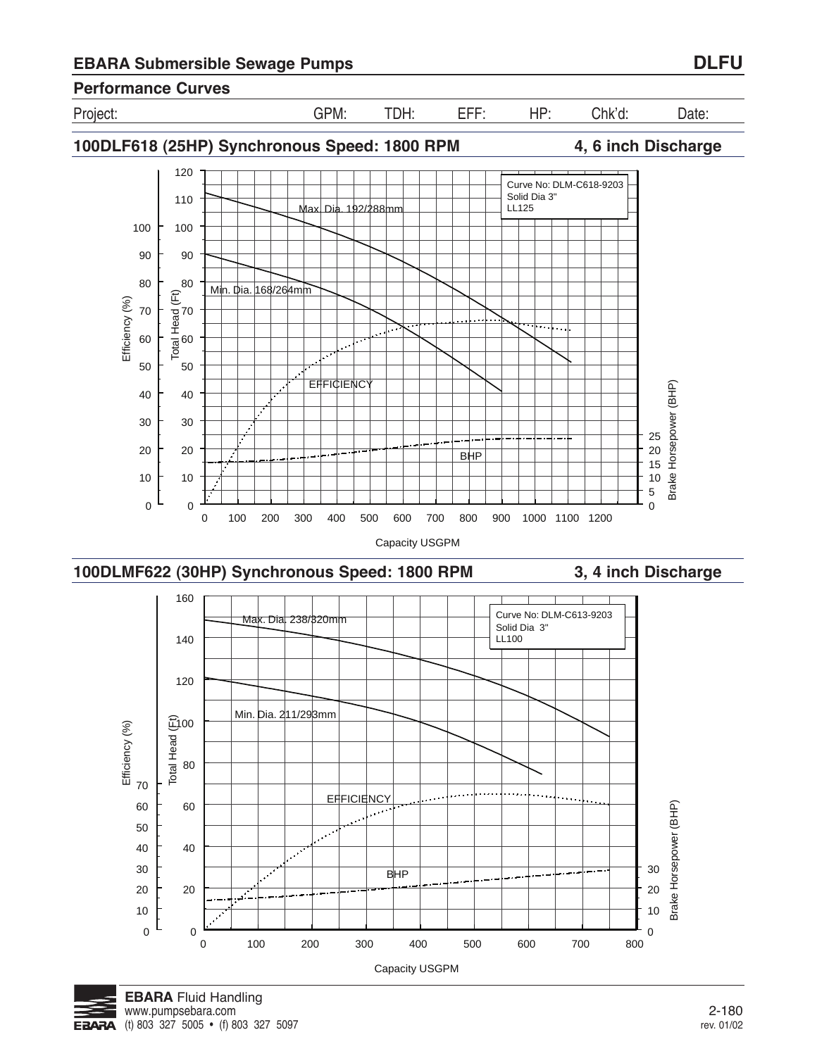## EBARA Submersible Sewage Pumps — DLFU

### Performance Curves

| Project: | GPM: | TDH: | EFF: | HP: | Chk'd: | Date: |
|---|---|---|---|---|---|---|

### 100DLF618 (25HP) Synchronous Speed: 1800 RPM — 4, 6 inch Discharge

Curve No: DLM-C618-9203
Solid Dia 3"
LL125

Max. Dia. 192/288mm

Min. Dia. 168/264mm

EFFICIENCY

BHP

Efficiency (%)

Total Head (Ft)

Brake Horsepower (BHP)

Capacity USGPM

### 100DLMF622 (30HP) Synchronous Speed: 1800 RPM — 3, 4 inch Discharge

Curve No: DLM-C613-9203
Solid Dia 3"
LL100

Max. Dia. 238/320mm

Min. Dia. 211/293mm

EFFICIENCY

BHP

Efficiency (%)

Total Head (Ft)

Brake Horsepower (BHP)

Capacity USGPM

**EBARA** Fluid Handling
www.pumpsebara.com
(t) 803 327 5005 • (f) 803 327 5097

rev. 01/02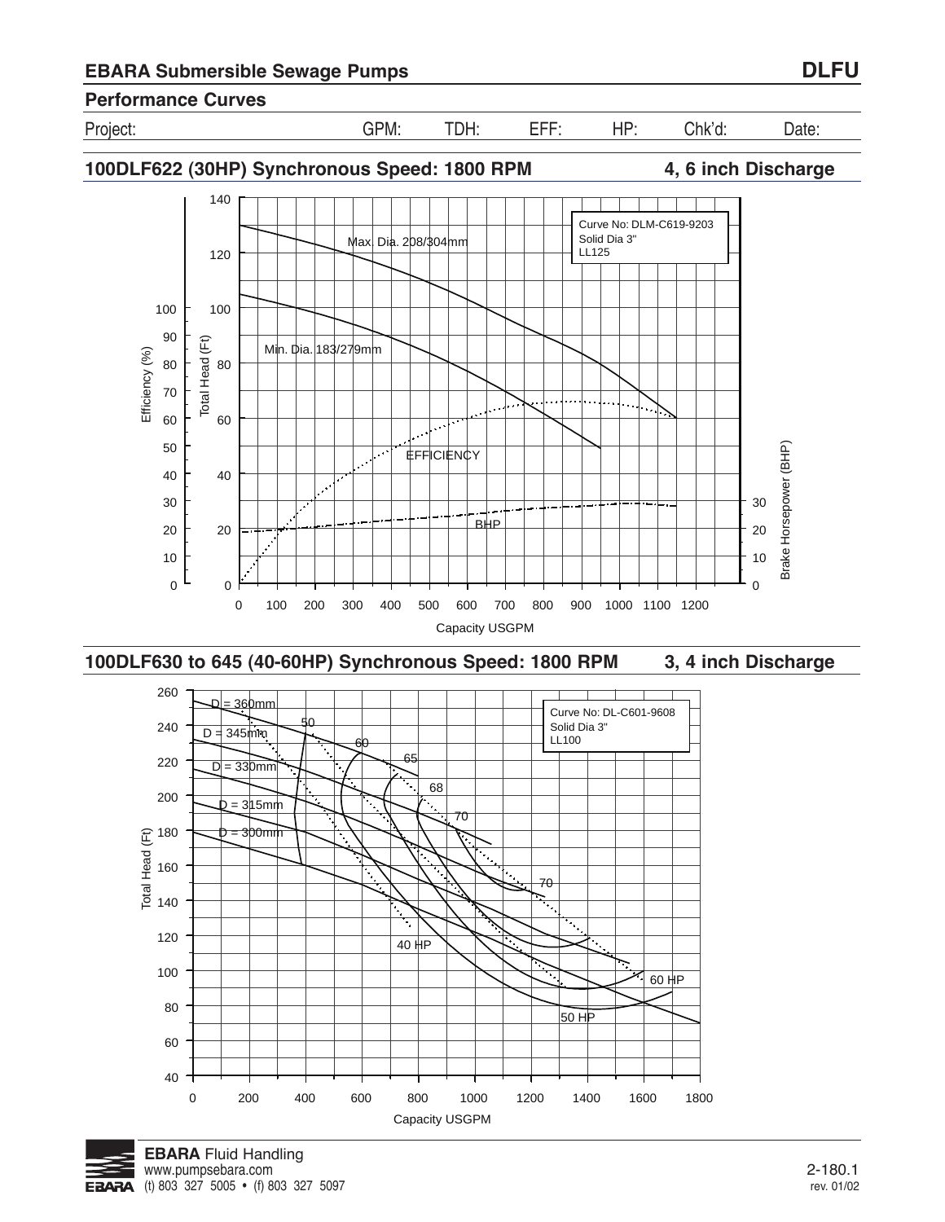## EBARA Submersible Sewage Pumps — DLFU

### Performance Curves

| Project: | GPM: | TDH: | EFF: | HP: | Chk'd: | Date: |
|---|---|---|---|---|---|---|

### 100DLF622 (30HP) Synchronous Speed: 1800 RPM — 4, 6 inch Discharge

Curve No: DLM-C619-9203
Solid Dia 3"
LL125

Max. Dia. 208/304mm

Min. Dia. 183/279mm

EFFICIENCY

BHP

Efficiency (%) | Total Head (Ft) | Brake Horsepower (BHP)

Capacity USGPM

### 100DLF630 to 645 (40-60HP) Synchronous Speed: 1800 RPM — 3, 4 inch Discharge

Curve No: DL-C601-9608
Solid Dia 3"
LL100

D = 360mm
D = 345mm
D = 330mm
D = 315mm
D = 300mm

50, 60, 65, 68, 70, 70

40 HP, 50 HP, 60 HP

Total Head (Ft)

Capacity USGPM

**EBARA** Fluid Handling
www.pumpsebara.com
(t) 803 327 5005 • (f) 803 327 5097

2-180.1
rev. 01/02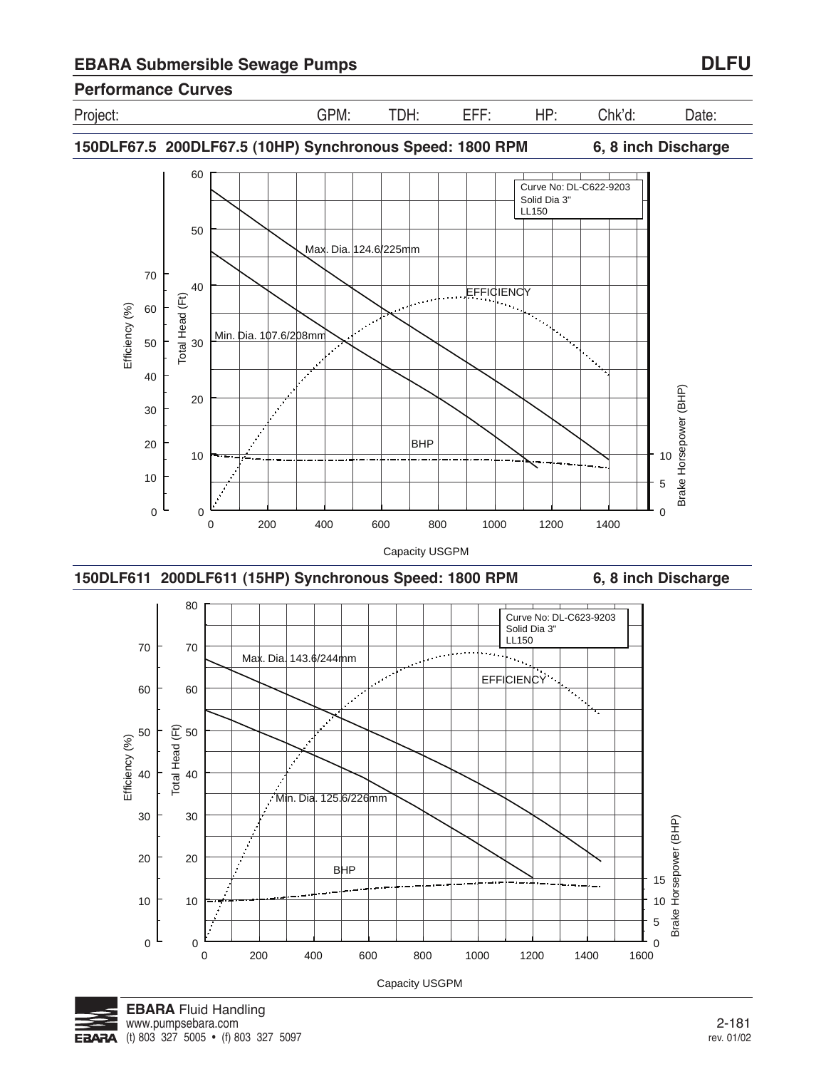## EBARA Submersible Sewage Pumps

**DLFU**

### Performance Curves

| Project: | GPM: | TDH: | EFF: | HP: | Chk'd: | Date: |
|---|---|---|---|---|---|---|

### 150DLF67.5 200DLF67.5 (10HP) Synchronous Speed: 1800 RPM — 6, 8 inch Discharge

Curve No: DL-C622-9203
Solid Dia 3"
LL150

Max. Dia. 124.6/225mm

Min. Dia. 107.6/208mm

EFFICIENCY

BHP

Efficiency (%) — Total Head (Ft) — Brake Horsepower (BHP)

Capacity USGPM

### 150DLF611 200DLF611 (15HP) Synchronous Speed: 1800 RPM — 6, 8 inch Discharge

Curve No: DL-C623-9203
Solid Dia 3"
LL150

Max. Dia. 143.6/244mm

Min. Dia. 125.6/226mm

EFFICIENCY

BHP

Efficiency (%) — Total Head (Ft) — Brake Horsepower (BHP)

Capacity USGPM

**EBARA** Fluid Handling
www.pumpsebara.com
(t) 803 327 5005 • (f) 803 327 5097

rev. 01/02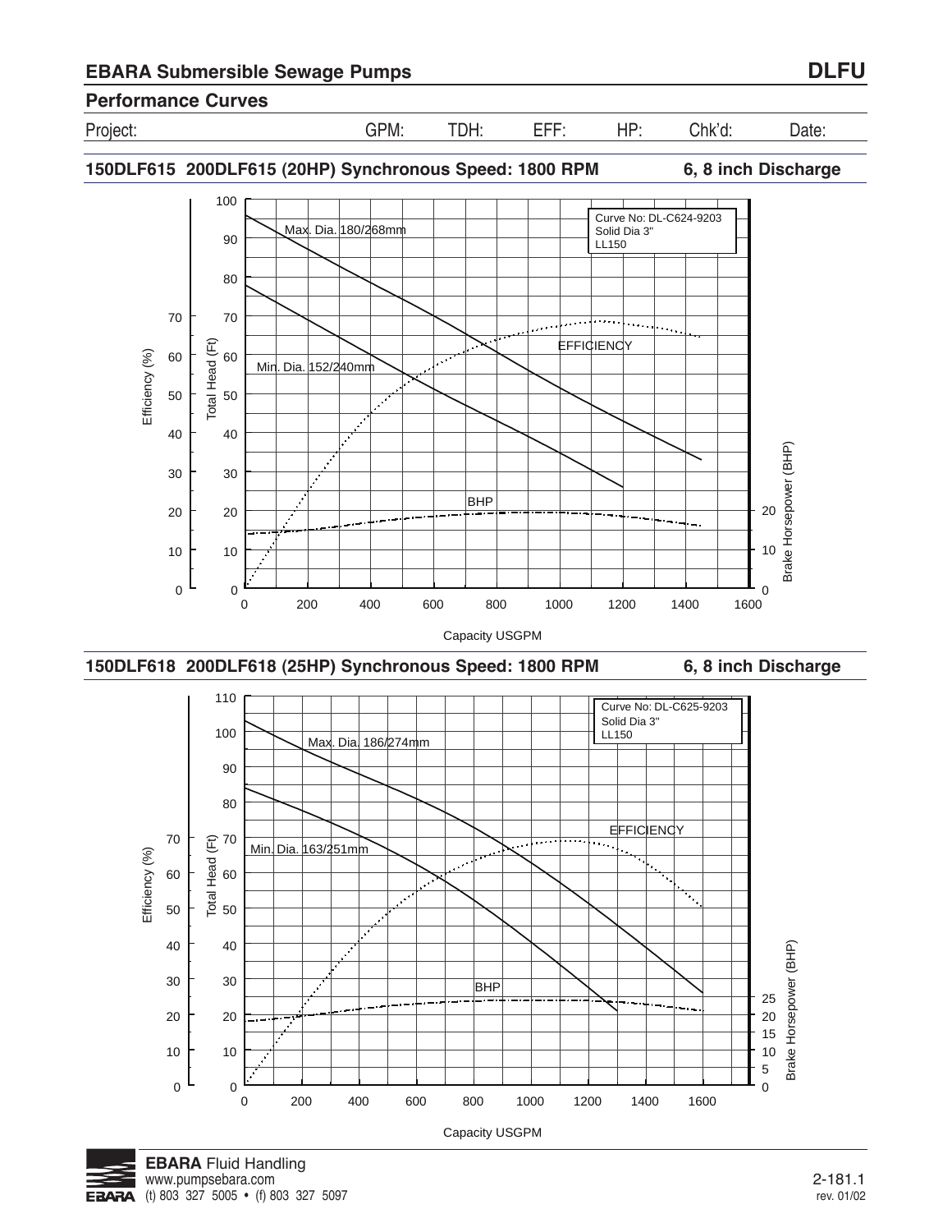## EBARA Submersible Sewage Pumps — DLFU

### Performance Curves

| Project: | GPM: | TDH: | EFF: | HP: | Chk'd: | Date: |
|---|---|---|---|---|---|---|
| | | | | | | |

### 150DLF615 200DLF615 (20HP) Synchronous Speed: 1800 RPM — 6, 8 inch Discharge

Curve No: DL-C624-9203
Solid Dia 3"
LL150

Max. Dia. 180/268mm
Min. Dia. 152/240mm
EFFICIENCY
BHP

Efficiency (%) | Total Head (Ft) | Brake Horsepower (BHP)

Capacity USGPM

### 150DLF618 200DLF618 (25HP) Synchronous Speed: 1800 RPM — 6, 8 inch Discharge

Curve No: DL-C625-9203
Solid Dia 3"
LL150

Max. Dia. 186/274mm
Min. Dia. 163/251mm
EFFICIENCY
BHP

Efficiency (%) | Total Head (Ft) | Brake Horsepower (BHP)

Capacity USGPM

**EBARA** Fluid Handling
www.pumpsebara.com
(t) 803 327 5005 • (f) 803 327 5097

2-181.1
rev. 01/02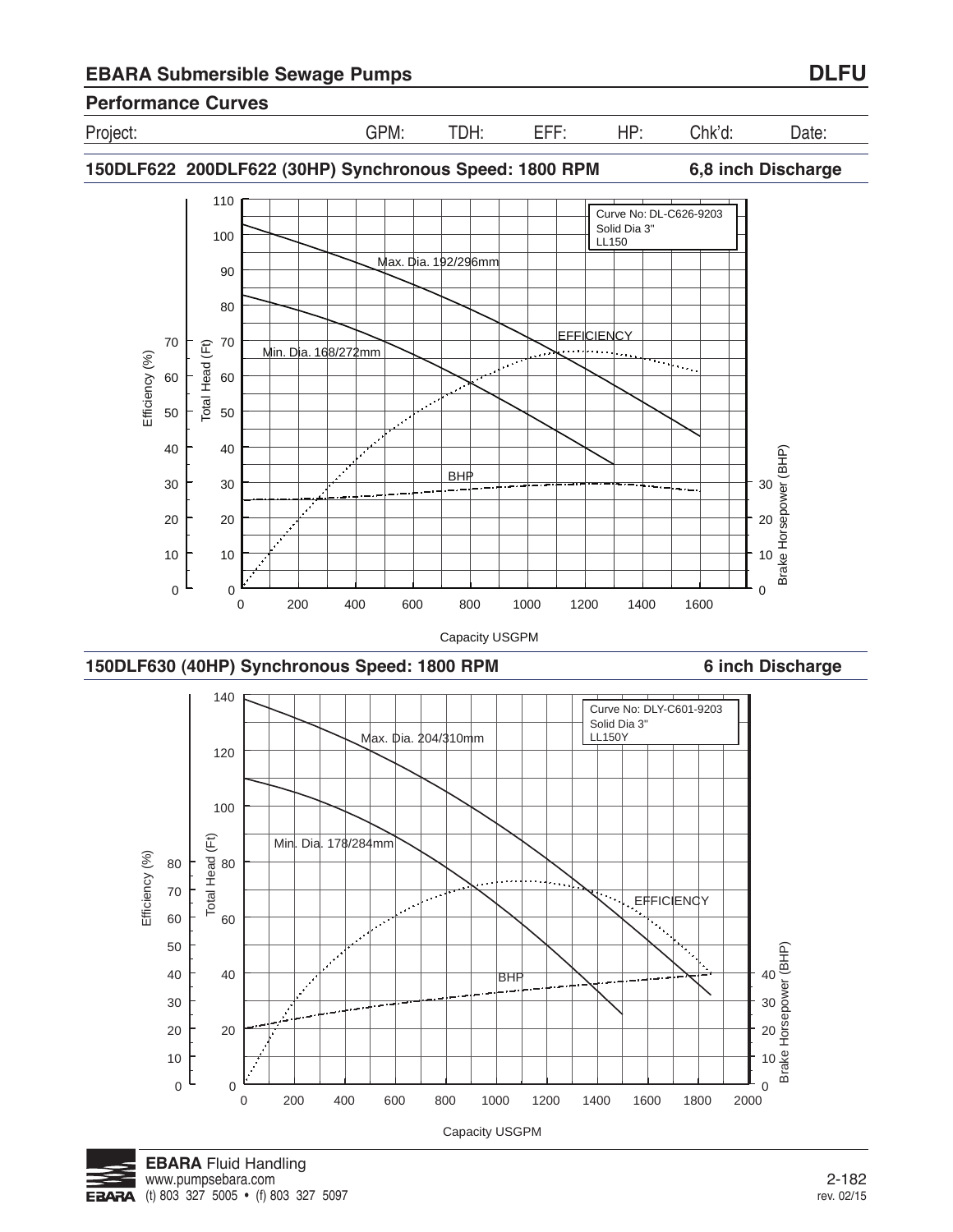## EBARA Submersible Sewage Pumps — DLFU

### Performance Curves

| Project: | GPM: | TDH: | EFF: | HP: | Chk'd: | Date: |
|---|---|---|---|---|---|---|

### 150DLF622 200DLF622 (30HP) Synchronous Speed: 1800 RPM — 6,8 inch Discharge

Curve No: DL-C626-9203
Solid Dia 3"
LL150

Max. Dia. 192/296mm

Min. Dia. 168/272mm

EFFICIENCY

BHP

Efficiency (%) — Total Head (Ft) — Brake Horsepower (BHP)

Capacity USGPM

### 150DLF630 (40HP) Synchronous Speed: 1800 RPM — 6 inch Discharge

Curve No: DLY-C601-9203
Solid Dia 3"
LL150Y

Max. Dia. 204/310mm

Min. Dia. 178/284mm

EFFICIENCY

BHP

Efficiency (%) — Total Head (Ft) — Brake Horsepower (BHP)

Capacity USGPM

**EBARA** Fluid Handling
www.pumpsebara.com
(t) 803 327 5005 • (f) 803 327 5097

rev. 02/15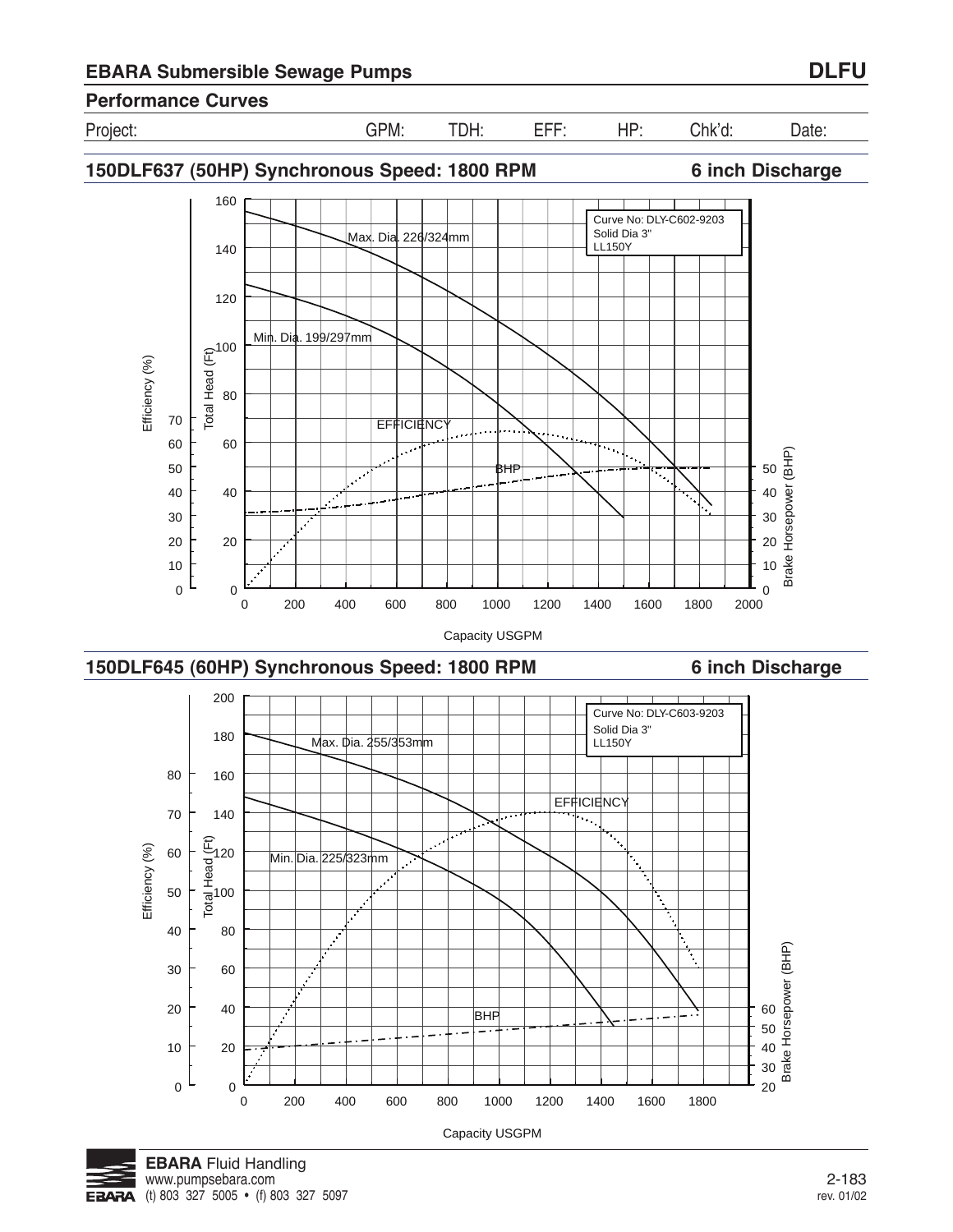## EBARA Submersible Sewage Pumps

**DLFU**

### Performance Curves

| Project: | GPM: | TDH: | EFF: | HP: | Chk'd: | Date: |
|---|---|---|---|---|---|---|

### 150DLF637 (50HP) Synchronous Speed: 1800 RPM — 6 inch Discharge

Curve No: DLY-C602-9203
Solid Dia 3"
LL150Y

Max. Dia. 226/324mm

Min. Dia. 199/297mm

EFFICIENCY

BHP

Efficiency (%) — Total Head (Ft) — Brake Horsepower (BHP)

Capacity USGPM

### 150DLF645 (60HP) Synchronous Speed: 1800 RPM — 6 inch Discharge

Curve No: DLY-C603-9203
Solid Dia 3"
LL150Y

Max. Dia. 255/353mm

Min. Dia. 225/323mm

EFFICIENCY

BHP

Efficiency (%) — Total Head (Ft) — Brake Horsepower (BHP)

Capacity USGPM

**EBARA** Fluid Handling
www.pumpsebara.com
(t) 803 327 5005 • (f) 803 327 5097

rev. 01/02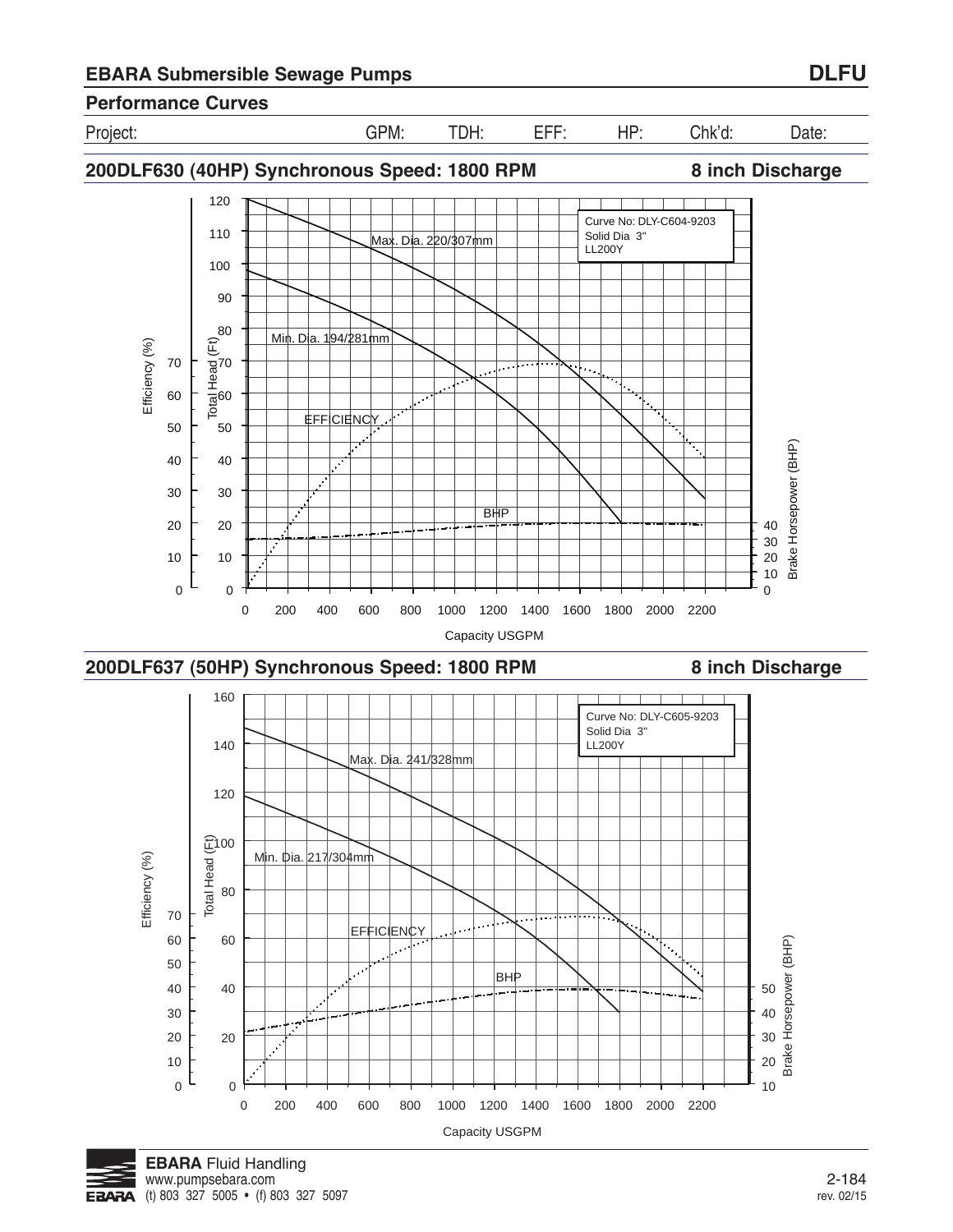## EBARA Submersible Sewage Pumps

**DLFU**

### Performance Curves

| Project: | GPM: | TDH: | EFF: | HP: | Chk'd: | Date: |
|---|---|---|---|---|---|---|

### 200DLF630 (40HP) Synchronous Speed: 1800 RPM — 8 inch Discharge

Curve No: DLY-C604-9203
Solid Dia 3"
LL200Y

Max. Dia. 220/307mm

Min. Dia. 194/281mm

EFFICIENCY

BHP

Efficiency (%): 0, 10, 20, 30, 40, 50, 60, 70

Total Head (Ft): 0, 10, 20, 30, 40, 50, 60, 70, 80, 90, 100, 110, 120

Brake Horsepower (BHP): 0, 10, 20, 30, 40

Capacity USGPM: 0, 200, 400, 600, 800, 1000, 1200, 1400, 1600, 1800, 2000, 2200

### 200DLF637 (50HP) Synchronous Speed: 1800 RPM — 8 inch Discharge

Curve No: DLY-C605-9203
Solid Dia 3"
LL200Y

Max. Dia. 241/328mm

Min. Dia. 217/304mm

EFFICIENCY

BHP

Efficiency (%): 0, 10, 20, 30, 40, 50, 60, 70

Total Head (Ft): 0, 20, 40, 60, 80, 100, 120, 140, 160

Brake Horsepower (BHP): 10, 20, 30, 40, 50

Capacity USGPM: 0, 200, 400, 600, 800, 1000, 1200, 1400, 1600, 1800, 2000, 2200

**EBARA** Fluid Handling
www.pumpsebara.com
(t) 803 327 5005 • (f) 803 327 5097

rev. 02/15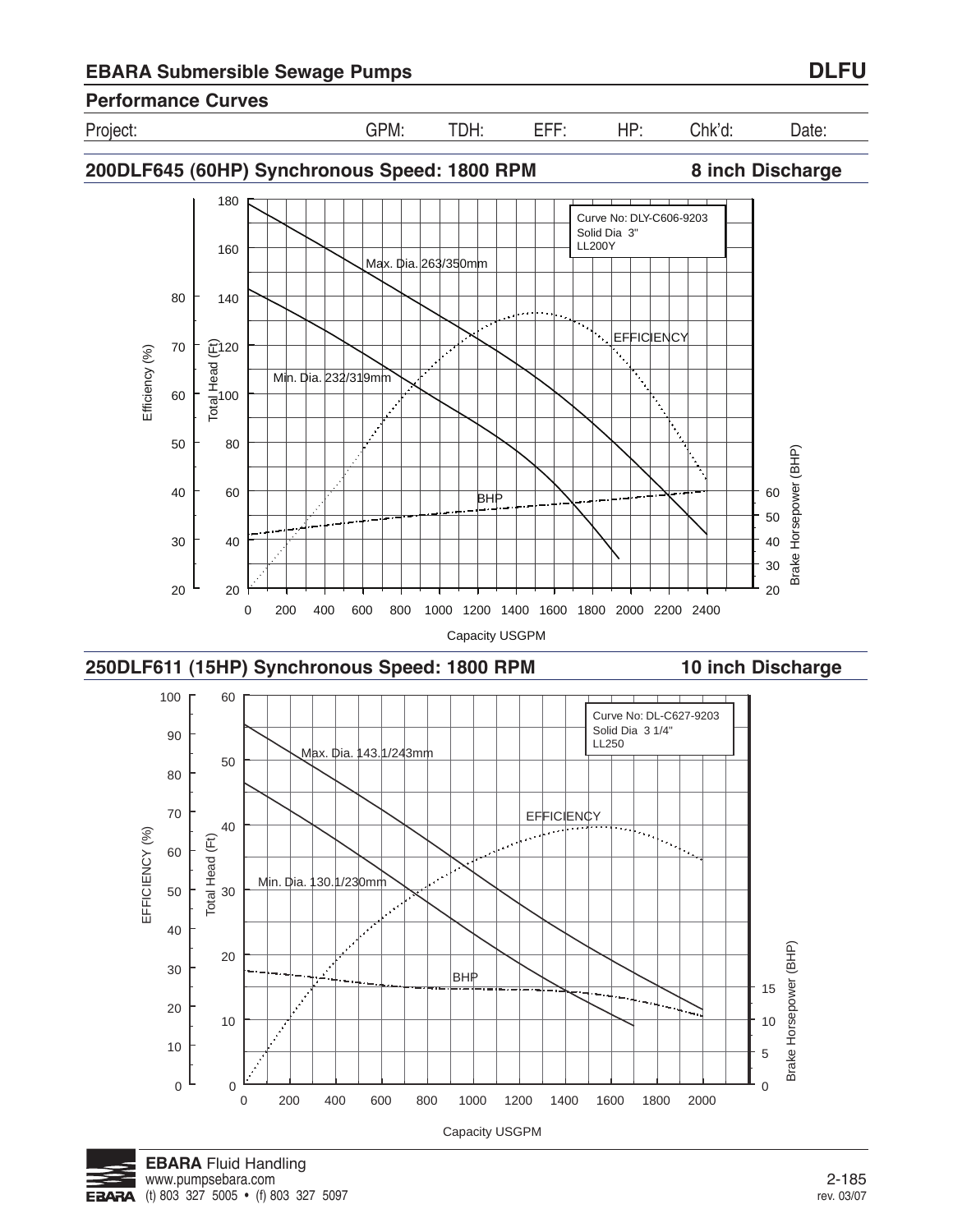# EBARA Submersible Sewage Pumps — DLFU

## Performance Curves

| Project: | GPM: | TDH: | EFF: | HP: | Chk'd: | Date: |
|---|---|---|---|---|---|---|

### 200DLF645 (60HP) Synchronous Speed: 1800 RPM — 8 inch Discharge

Curve No: DLY-C606-9203
Solid Dia 3"
LL200Y

Max. Dia. 263/350mm
Min. Dia. 232/319mm
EFFICIENCY
BHP

Efficiency (%): 20, 30, 40, 50, 60, 70, 80
Total Head (Ft): 20, 40, 60, 80, 100, 120, 140, 160, 180
Brake Horsepower (BHP): 20, 30, 40, 50, 60
Capacity USGPM: 0, 200, 400, 600, 800, 1000, 1200, 1400, 1600, 1800, 2000, 2200, 2400

### 250DLF611 (15HP) Synchronous Speed: 1800 RPM — 10 inch Discharge

Curve No: DL-C627-9203
Solid Dia 3 1/4"
LL250

Max. Dia. 143.1/243mm
Min. Dia. 130.1/230mm
EFFICIENCY
BHP

EFFICIENCY (%): 0, 10, 20, 30, 40, 50, 60, 70, 80, 90, 100
Total Head (Ft): 0, 10, 20, 30, 40, 50, 60
Brake Horsepower (BHP): 0, 5, 10, 15
Capacity USGPM: 0, 200, 400, 600, 800, 1000, 1200, 1400, 1600, 1800, 2000

**EBARA** Fluid Handling
www.pumpsebara.com
(t) 803 327 5005 • (f) 803 327 5097

rev. 03/07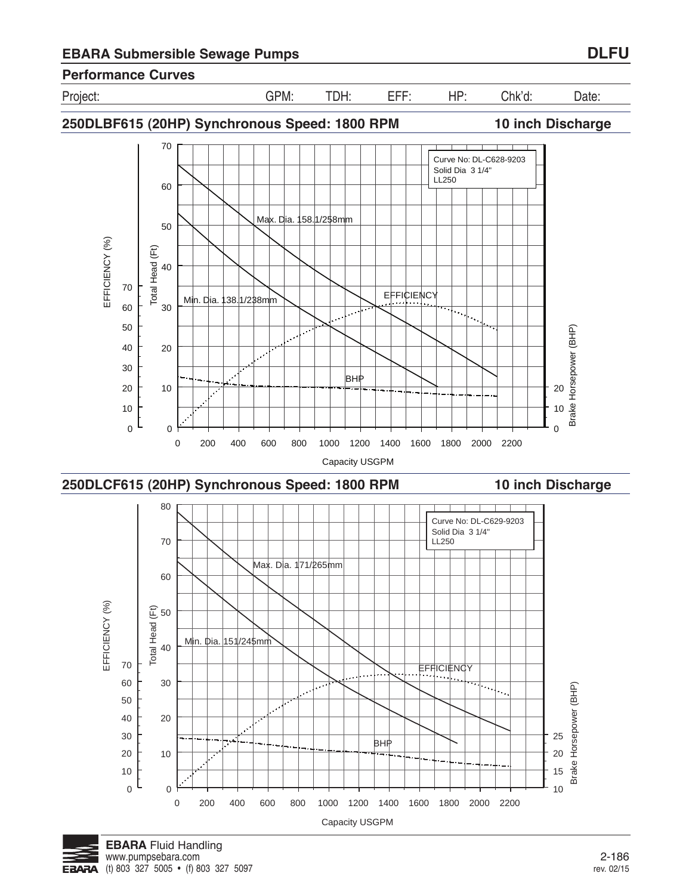# EBARA Submersible Sewage Pumps

**DLFU**

## Performance Curves

| Project: | GPM: | TDH: | EFF: | HP: | Chk'd: | Date: |
|---|---|---|---|---|---|---|

### 250DLBF615 (20HP) Synchronous Speed: 1800 RPM — 10 inch Discharge

Curve No: DL-C628-9203
Solid Dia 3 1/4"
LL250

Max. Dia. 158.1/258mm
Min. Dia. 138.1/238mm
EFFICIENCY
BHP

EFFICIENCY (%) — Total Head (Ft) — Brake Horsepower (BHP)

Capacity USGPM

### 250DLCF615 (20HP) Synchronous Speed: 1800 RPM — 10 inch Discharge

Curve No: DL-C629-9203
Solid Dia 3 1/4"
LL250

Max. Dia. 171/265mm
Min. Dia. 151/245mm
EFFICIENCY
BHP

EFFICIENCY (%) — Total Head (Ft) — Brake Horsepower (BHP)

Capacity USGPM

**EBARA** Fluid Handling
www.pumpsebara.com
(t) 803 327 5005 • (f) 803 327 5097

rev. 02/15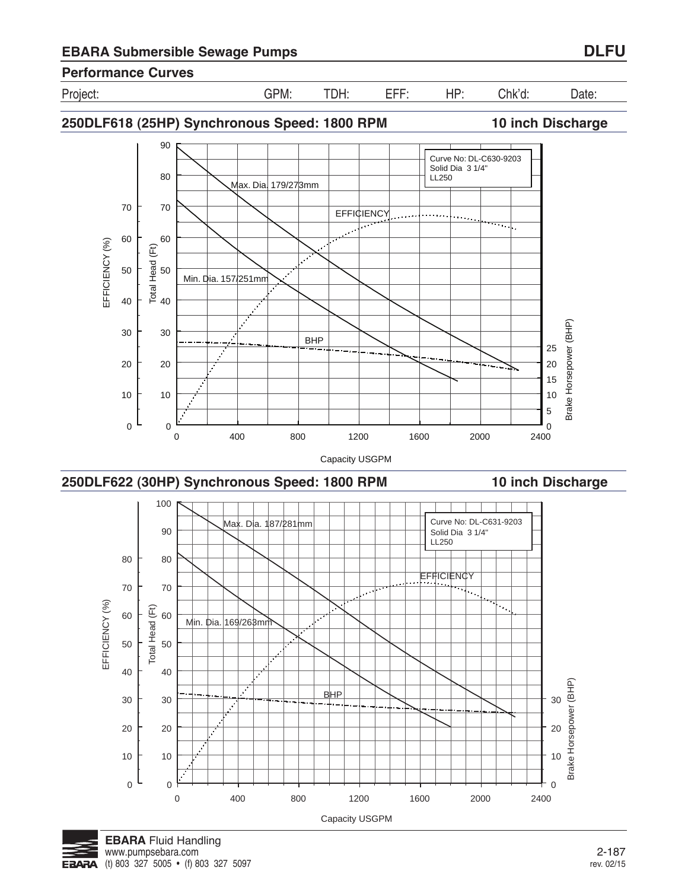## EBARA Submersible Sewage Pumps — DLFU

### Performance Curves

Project: GPM: TDH: EFF: HP: Chk'd: Date:

### 250DLF618 (25HP) Synchronous Speed: 1800 RPM — 10 inch Discharge

Curve No: DL-C630-9203
Solid Dia 3 1/4"
LL250

Max. Dia. 179/273mm

Min. Dia. 157/251mm

EFFICIENCY

BHP

EFFICIENCY (%) — Total Head (Ft) — Brake Horsepower (BHP)

Capacity USGPM

### 250DLF622 (30HP) Synchronous Speed: 1800 RPM — 10 inch Discharge

Curve No: DL-C631-9203
Solid Dia 3 1/4"
LL250

Max. Dia. 187/281mm

Min. Dia. 169/263mm

EFFICIENCY

BHP

EFFICIENCY (%) — Total Head (Ft) — Brake Horsepower (BHP)

Capacity USGPM

**EBARA** Fluid Handling
www.pumpsebara.com
(t) 803 327 5005 • (f) 803 327 5097

rev. 02/15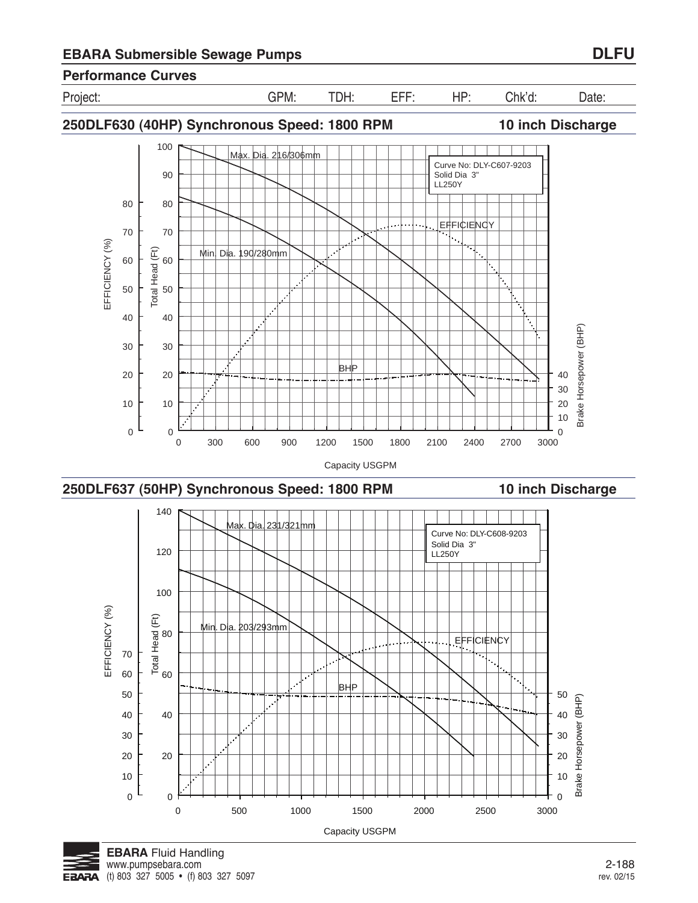# EBARA Submersible Sewage Pumps

**DLFU**

## Performance Curves

| Project: | GPM: | TDH: | EFF: | HP: | Chk'd: | Date: |
|---|---|---|---|---|---|---|

### 250DLF630 (40HP) Synchronous Speed: 1800 RPM — 10 inch Discharge

Max. Dia. 216/306mm

Min. Dia. 190/280mm

Curve No: DLY-C607-9203
Solid Dia 3"
LL250Y

EFFICIENCY

BHP

EFFICIENCY (%) — Total Head (Ft) — Brake Horsepower (BHP)

Capacity USGPM

### 250DLF637 (50HP) Synchronous Speed: 1800 RPM — 10 inch Discharge

Max. Dia. 231/321mm

Min. Dia. 203/293mm

Curve No: DLY-C608-9203
Solid Dia 3"
LL250Y

EFFICIENCY

BHP

EFFICIENCY (%) — Total Head (Ft) — Brake Horsepower (BHP)

Capacity USGPM

**EBARA** Fluid Handling
www.pumpsebara.com
(t) 803 327 5005 • (f) 803 327 5097

rev. 02/15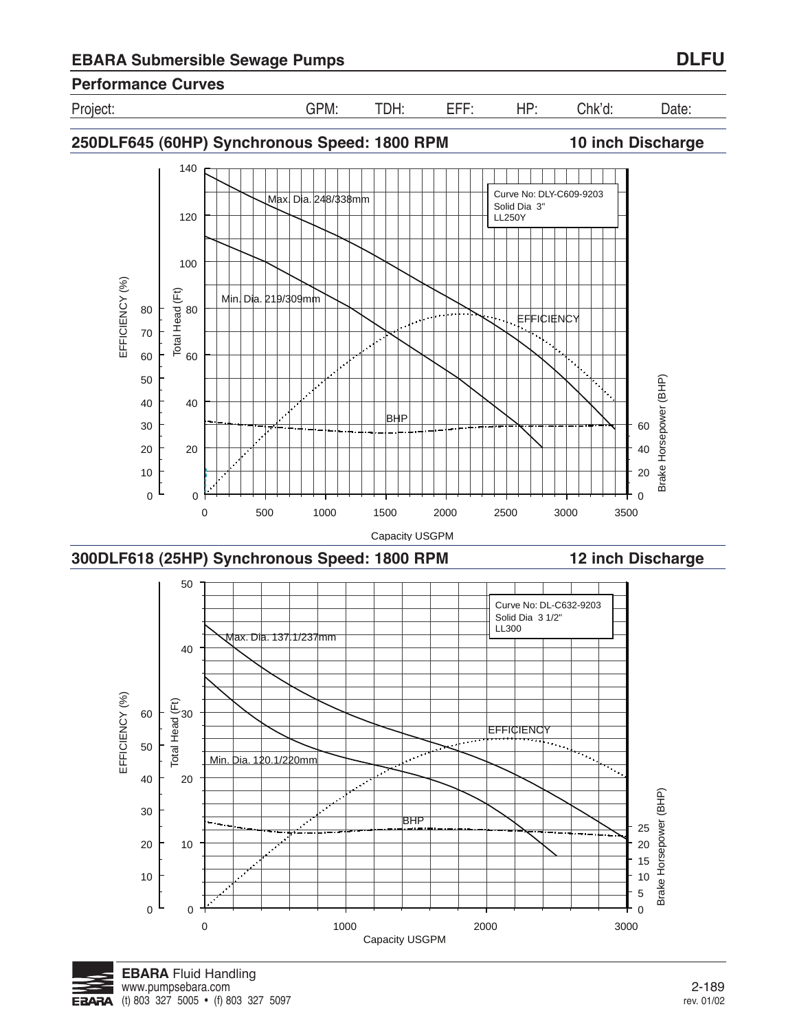## EBARA Submersible Sewage Pumps

**DLFU**

### Performance Curves

| Project: | GPM: | TDH: | EFF: | HP: | Chk'd: | Date: |
|---|---|---|---|---|---|---|

### 250DLF645 (60HP) Synchronous Speed: 1800 RPM — 10 inch Discharge

Curve No: DLY-C609-9203
Solid Dia 3"
LL250Y

Max. Dia. 248/338mm

Min. Dia. 219/309mm

EFFICIENCY

BHP

EFFICIENCY (%) | Total Head (Ft) | Brake Horsepower (BHP)

Capacity USGPM

### 300DLF618 (25HP) Synchronous Speed: 1800 RPM — 12 inch Discharge

Curve No: DL-C632-9203
Solid Dia 3 1/2"
LL300

Max. Dia. 137.1/237mm

Min. Dia. 120.1/220mm

EFFICIENCY

BHP

EFFICIENCY (%) | Total Head (Ft) | Brake Horsepower (BHP)

Capacity USGPM

**EBARA** Fluid Handling
www.pumpsebara.com
(t) 803 327 5005 • (f) 803 327 5097

rev. 01/02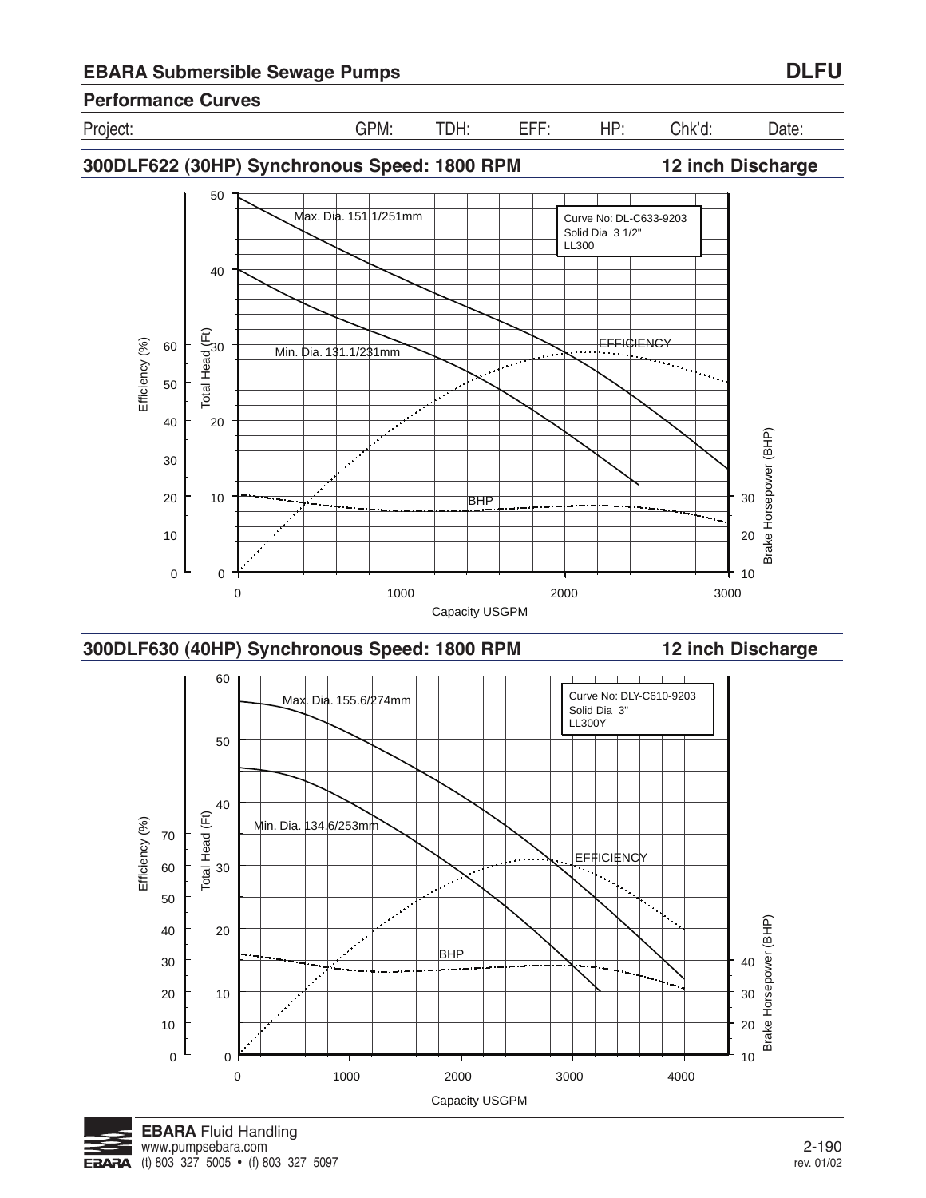## EBARA Submersible Sewage Pumps

**DLFU**

### Performance Curves

| Project: | GPM: | TDH: | EFF: | HP: | Chk'd: | Date: |
|---|---|---|---|---|---|---|

### 300DLF622 (30HP) Synchronous Speed: 1800 RPM — 12 inch Discharge

Curve No: DL-C633-9203
Solid Dia 3 1/2"
LL300

Max. Dia. 151.1/251mm

Min. Dia. 131.1/231mm

EFFICIENCY

BHP

Efficiency (%) — Total Head (Ft) — Brake Horsepower (BHP)

Capacity USGPM

### 300DLF630 (40HP) Synchronous Speed: 1800 RPM — 12 inch Discharge

Curve No: DLY-C610-9203
Solid Dia 3"
LL300Y

Max. Dia. 155.6/274mm

Min. Dia. 134.6/253mm

EFFICIENCY

BHP

Efficiency (%) — Total Head (Ft) — Brake Horsepower (BHP)

Capacity USGPM

**EBARA** Fluid Handling
www.pumpsebara.com
(t) 803 327 5005 • (f) 803 327 5097

2-190
rev. 01/02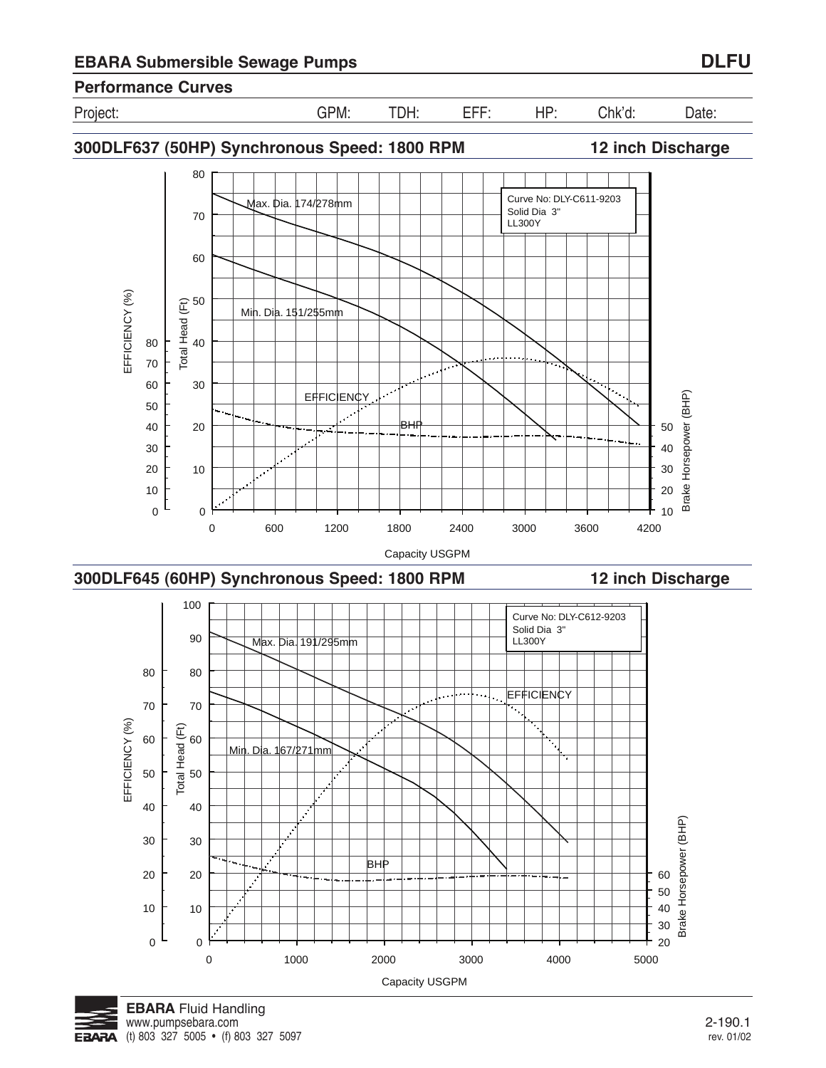## EBARA Submersible Sewage Pumps

**DLFU**

### Performance Curves

Project: GPM: TDH: EFF: HP: Chk'd: Date:

### 300DLF637 (50HP) Synchronous Speed: 1800 RPM — 12 inch Discharge

Curve No: DLY-C611-9203
Solid Dia 3"
LL300Y

Max. Dia. 174/278mm
Min. Dia. 151/255mm
EFFICIENCY
BHP

EFFICIENCY (%): 0, 10, 20, 30, 40, 50, 60, 70, 80
Total Head (Ft): 0, 10, 20, 30, 40, 50, 60, 70, 80
Brake Horsepower (BHP): 10, 20, 30, 40, 50
Capacity USGPM: 0, 600, 1200, 1800, 2400, 3000, 3600, 4200

### 300DLF645 (60HP) Synchronous Speed: 1800 RPM — 12 inch Discharge

Curve No: DLY-C612-9203
Solid Dia 3"
LL300Y

Max. Dia. 191/295mm
Min. Dia. 167/271mm
EFFICIENCY
BHP

EFFICIENCY (%): 0, 10, 20, 30, 40, 50, 60, 70, 80
Total Head (Ft): 0, 10, 20, 30, 40, 50, 60, 70, 80, 90, 100
Brake Horsepower (BHP): 20, 30, 40, 50, 60
Capacity USGPM: 0, 1000, 2000, 3000, 4000, 5000

**EBARA** Fluid Handling
www.pumpsebara.com
(t) 803 327 5005 • (f) 803 327 5097

2-190.1
rev. 01/02